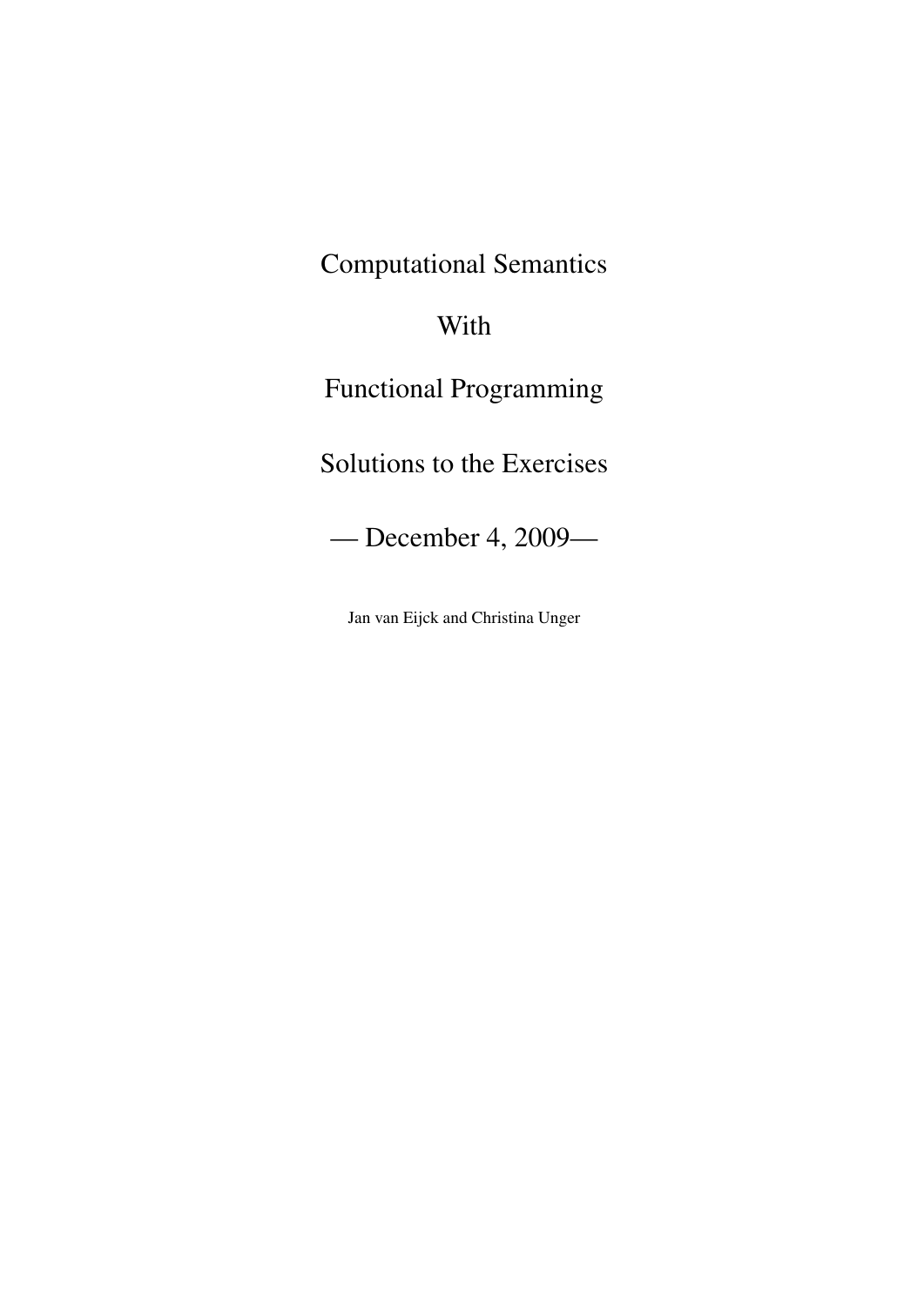# Computational Semantics

# With

# Functional Programming

# Solutions to the Exercises

— December 4, 2009—

Jan van Eijck and Christina Unger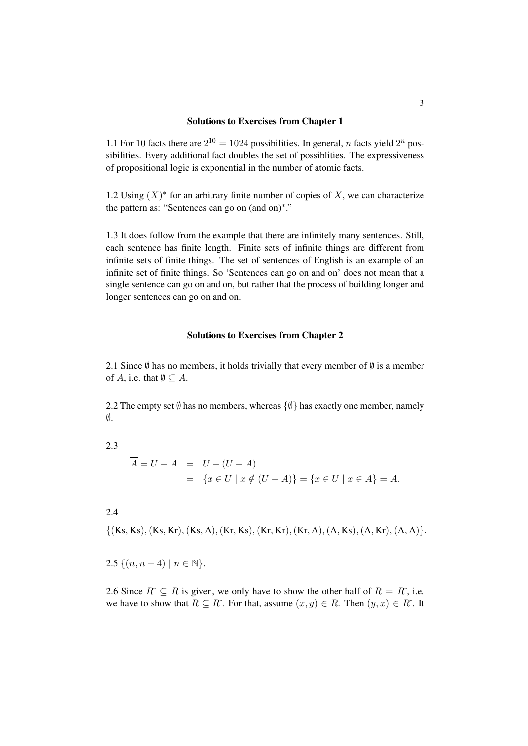## Solutions to Exercises from Chapter 1

1.1 For 10 facts there are $2^{10} = 1024$ possibilities. In general, $n$ facts yield $2^n$ possibilities. Every additional fact doubles the set of possiblities. The expressiveness of propositional logic is exponential in the number of atomic facts.

1.2 Using $(X)^*$ for an arbitrary finite number of copies of $X$, we can characterize the pattern as: "Sentences can go on (and on)$^*$."

1.3 It does follow from the example that there are infinitely many sentences. Still, each sentence has finite length. Finite sets of infinite things are different from infinite sets of finite things. The set of sentences of English is an example of an infinite set of finite things. So 'Sentences can go on and on' does not mean that a single sentence can go on and on, but rather that the process of building longer and longer sentences can go on and on.

## Solutions to Exercises from Chapter 2

2.1 Since $\emptyset$ has no members, it holds trivially that every member of $\emptyset$ is a member of $A$, i.e. that $\emptyset \subseteq A$.

2.2 The empty set $\emptyset$ has no members, whereas $\{\emptyset\}$ has exactly one member, namely $\emptyset$.

2.3

$$\begin{aligned}\overline{\overline{A}} = U - \overline{A} &= U - (U - A) \\ &= \{x \in U \mid x \notin (U - A)\} = \{x \in U \mid x \in A\} = A.\end{aligned}$$

2.4

$\{(\text{Ks}, \text{Ks}), (\text{Ks}, \text{Kr}), (\text{Ks}, \text{A}), (\text{Kr}, \text{Ks}), (\text{Kr}, \text{Kr}), (\text{Kr}, \text{A}), (\text{A}, \text{Ks}), (\text{A}, \text{Kr}), (\text{A}, \text{A})\}.$

2.5 $\{(n, n + 4) \mid n \in \mathbb{N}\}$.

2.6 Since $R\breve{} \subseteq R$ is given, we only have to show the other half of $R = R\breve{}$, i.e. we have to show that $R \subseteq R\breve{}$. For that, assume $(x, y) \in R$. Then $(y, x) \in R\breve{}$. It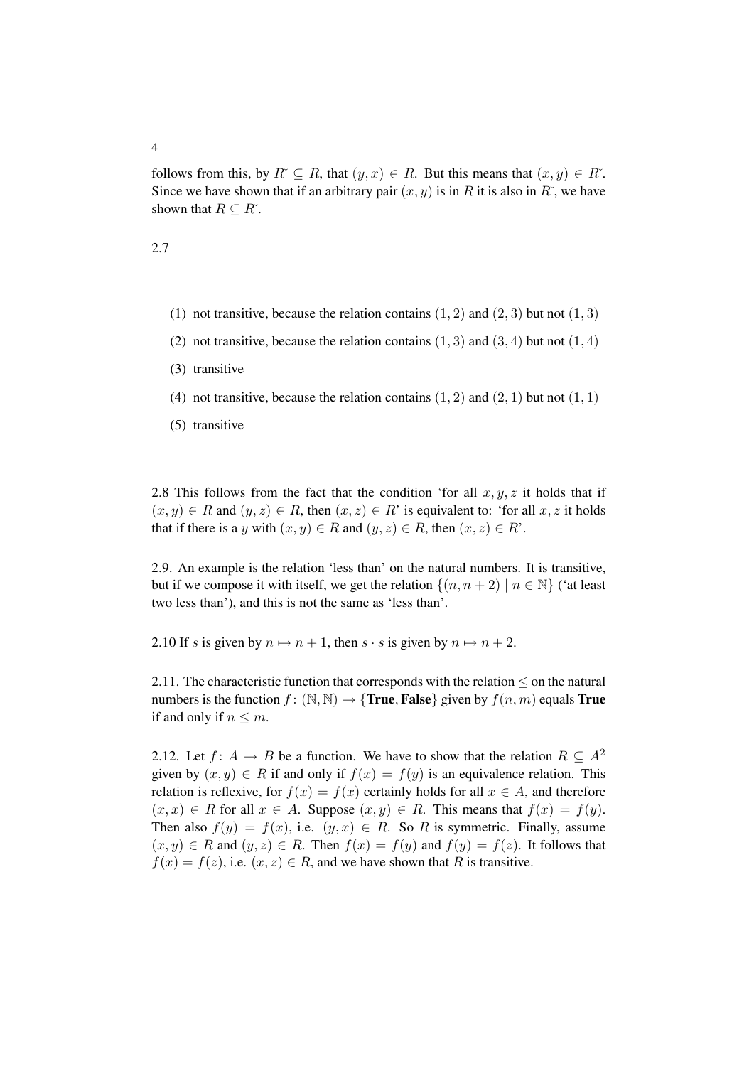follows from this, by $R\breve{} \subseteq R$, that $(y, x) \in R$. But this means that $(x, y) \in R\breve{}$. Since we have shown that if an arbitrary pair $(x, y)$ is in $R$ it is also in $R\breve{}$, we have shown that $R \subseteq R\breve{}$.

2.7

(1) not transitive, because the relation contains $(1, 2)$ and $(2, 3)$ but not $(1, 3)$

(2) not transitive, because the relation contains $(1, 3)$ and $(3, 4)$ but not $(1, 4)$

(3) transitive

(4) not transitive, because the relation contains $(1, 2)$ and $(2, 1)$ but not $(1, 1)$

(5) transitive

2.8 This follows from the fact that the condition 'for all $x, y, z$ it holds that if $(x, y) \in R$ and $(y, z) \in R$, then $(x, z) \in R$' is equivalent to: 'for all $x, z$ it holds that if there is a $y$ with $(x, y) \in R$ and $(y, z) \in R$, then $(x, z) \in R$'.

2.9. An example is the relation 'less than' on the natural numbers. It is transitive, but if we compose it with itself, we get the relation $\{(n, n + 2) \mid n \in \mathbb{N}\}$ ('at least two less than'), and this is not the same as 'less than'.

2.10 If $s$ is given by $n \mapsto n + 1$, then $s \cdot s$ is given by $n \mapsto n + 2$.

2.11. The characteristic function that corresponds with the relation $\leq$ on the natural numbers is the function $f\colon (\mathbb{N}, \mathbb{N}) \to \{\textbf{True}, \textbf{False}\}$ given by $f(n, m)$ equals **True** if and only if $n \leq m$.

2.12. Let $f\colon A \to B$ be a function. We have to show that the relation $R \subseteq A^2$ given by $(x, y) \in R$ if and only if $f(x) = f(y)$ is an equivalence relation. This relation is reflexive, for $f(x) = f(x)$ certainly holds for all $x \in A$, and therefore $(x, x) \in R$ for all $x \in A$. Suppose $(x, y) \in R$. This means that $f(x) = f(y)$. Then also $f(y) = f(x)$, i.e. $(y, x) \in R$. So $R$ is symmetric. Finally, assume $(x, y) \in R$ and $(y, z) \in R$. Then $f(x) = f(y)$ and $f(y) = f(z)$. It follows that $f(x) = f(z)$, i.e. $(x, z) \in R$, and we have shown that $R$ is transitive.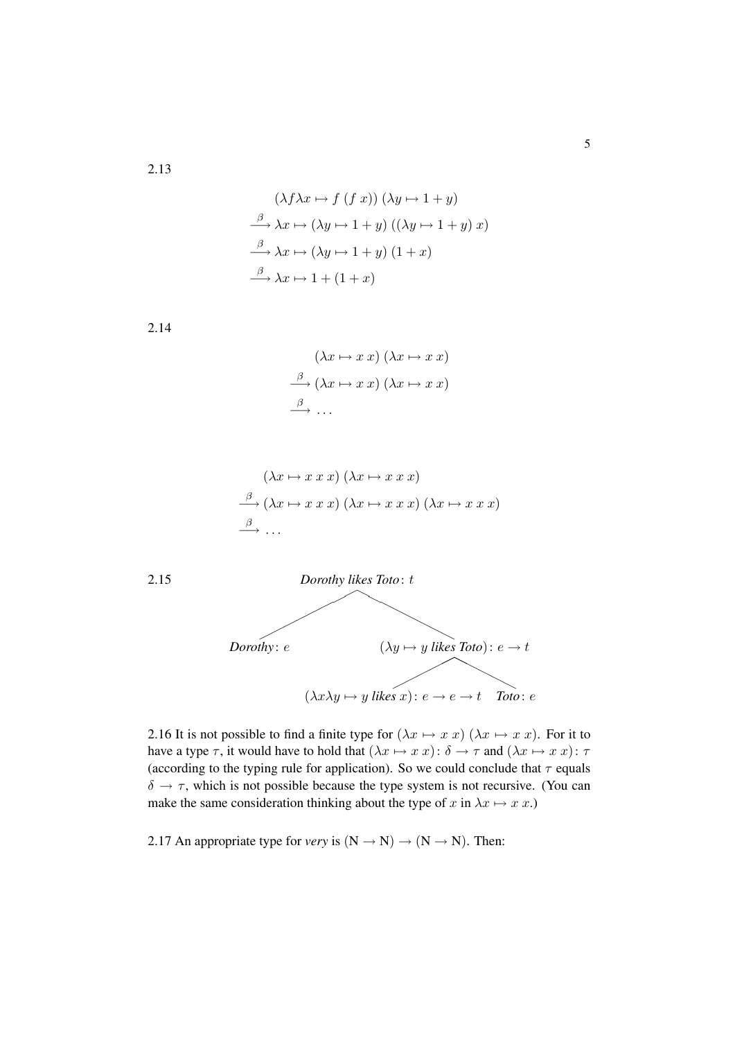2.13

$$
\begin{aligned}
&(\lambda f \lambda x \mapsto f\ (f\ x))\ (\lambda y \mapsto 1 + y) \\
\xrightarrow{\beta}\ &\lambda x \mapsto (\lambda y \mapsto 1 + y)\ ((\lambda y \mapsto 1 + y)\ x) \\
\xrightarrow{\beta}\ &\lambda x \mapsto (\lambda y \mapsto 1 + y)\ (1 + x) \\
\xrightarrow{\beta}\ &\lambda x \mapsto 1 + (1 + x)
\end{aligned}
$$

2.14

$$
\begin{aligned}
&(\lambda x \mapsto x\ x)\ (\lambda x \mapsto x\ x) \\
\xrightarrow{\beta}\ &(\lambda x \mapsto x\ x)\ (\lambda x \mapsto x\ x) \\
\xrightarrow{\beta}\ &\dots
\end{aligned}
$$

$$
\begin{aligned}
&(\lambda x \mapsto x\ x\ x)\ (\lambda x \mapsto x\ x\ x) \\
\xrightarrow{\beta}\ &(\lambda x \mapsto x\ x\ x)\ (\lambda x \mapsto x\ x\ x)\ (\lambda x \mapsto x\ x\ x) \\
\xrightarrow{\beta}\ &\dots
\end{aligned}
$$

2.15

- *Dorothy likes Toto*: $t$
  - *Dorothy*: $e$
  - $(\lambda y \mapsto y\ \textit{likes Toto})\colon e \to t$
    - $(\lambda x \lambda y \mapsto y\ \textit{likes}\ x)\colon e \to e \to t$
    - *Toto*: $e$

2.16 It is not possible to find a finite type for $(\lambda x \mapsto x\ x)\ (\lambda x \mapsto x\ x)$. For it to have a type $\tau$, it would have to hold that $(\lambda x \mapsto x\ x)\colon \delta \to \tau$ and $(\lambda x \mapsto x\ x)\colon \tau$ (according to the typing rule for application). So we could conclude that $\tau$ equals $\delta \to \tau$, which is not possible because the type system is not recursive. (You can make the same consideration thinking about the type of $x$ in $\lambda x \mapsto x\ x$.)

2.17 An appropriate type for *very* is $(\mathrm{N} \to \mathrm{N}) \to (\mathrm{N} \to \mathrm{N})$. Then: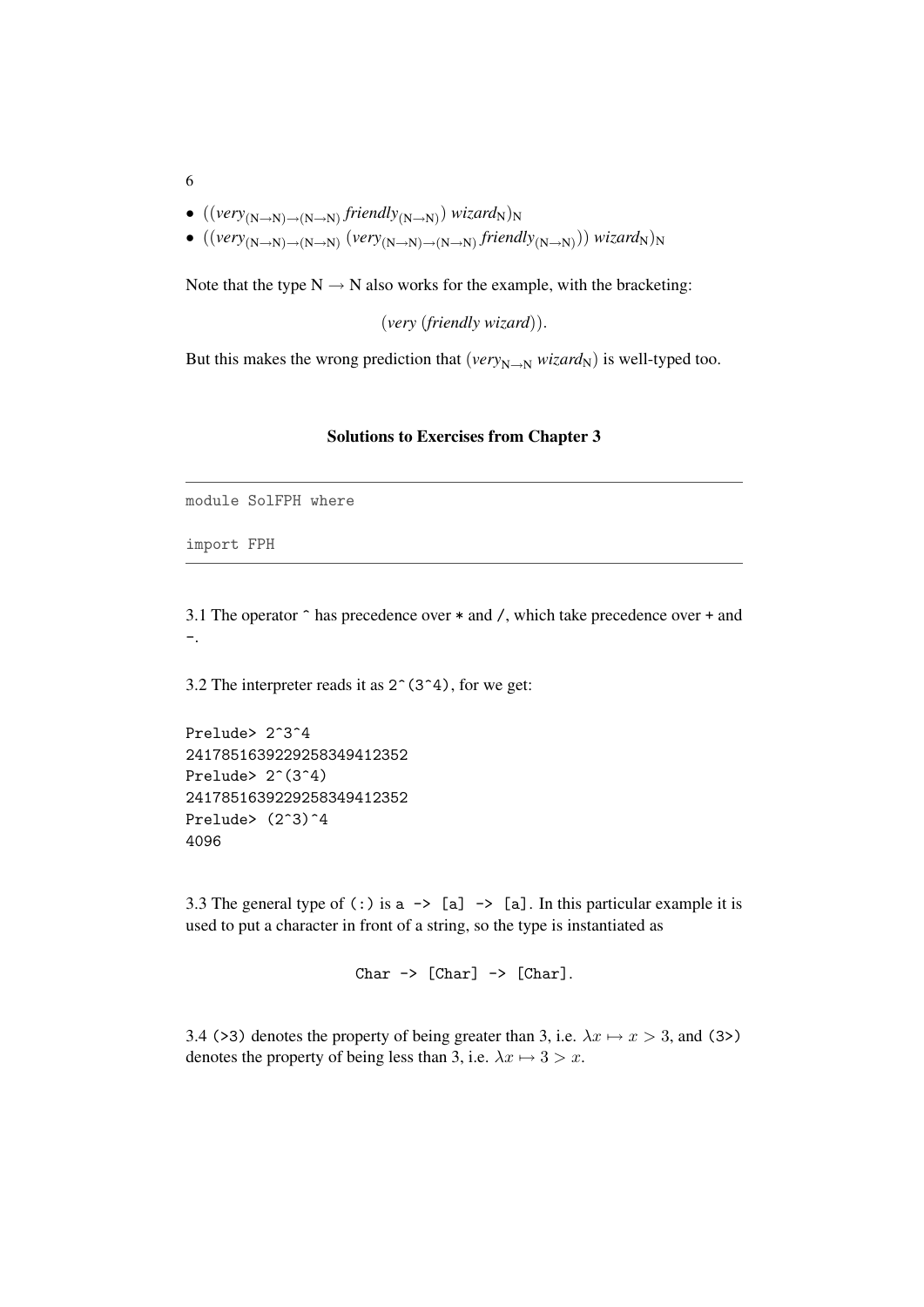- $((\textit{very}_{(\mathrm{N}\to\mathrm{N})\to(\mathrm{N}\to\mathrm{N})}\ \textit{friendly}_{(\mathrm{N}\to\mathrm{N})})\ \textit{wizard}_{\mathrm{N}})_{\mathrm{N}}$
- $((\textit{very}_{(\mathrm{N}\to\mathrm{N})\to(\mathrm{N}\to\mathrm{N})}\ (\textit{very}_{(\mathrm{N}\to\mathrm{N})\to(\mathrm{N}\to\mathrm{N})}\ \textit{friendly}_{(\mathrm{N}\to\mathrm{N})}))\ \textit{wizard}_{\mathrm{N}})_{\mathrm{N}}$

Note that the type $\mathrm{N} \to \mathrm{N}$ also works for the example, with the bracketing:

$$(\textit{very}\ (\textit{friendly}\ \textit{wizard})).$$

But this makes the wrong prediction that $(\textit{very}_{\mathrm{N}\to\mathrm{N}}\ \textit{wizard}_{\mathrm{N}})$ is well-typed too.

## Solutions to Exercises from Chapter 3

```
module SolFPH where

import FPH
```

3.1 The operator `^` has precedence over `*` and `/`, which take precedence over `+` and `-`.

3.2 The interpreter reads it as `2^(3^4)`, for we get:

```
Prelude> 2^3^4
2417851639229258349412352
Prelude> 2^(3^4)
2417851639229258349412352
Prelude> (2^3)^4
4096
```

3.3 The general type of `(:)` is `a -> [a] -> [a]`. In this particular example it is used to put a character in front of a string, so the type is instantiated as

```
Char -> [Char] -> [Char].
```

3.4 `(>3)` denotes the property of being greater than 3, i.e. $\lambda x \mapsto x > 3$, and `(3>)` denotes the property of being less than 3, i.e. $\lambda x \mapsto 3 > x$.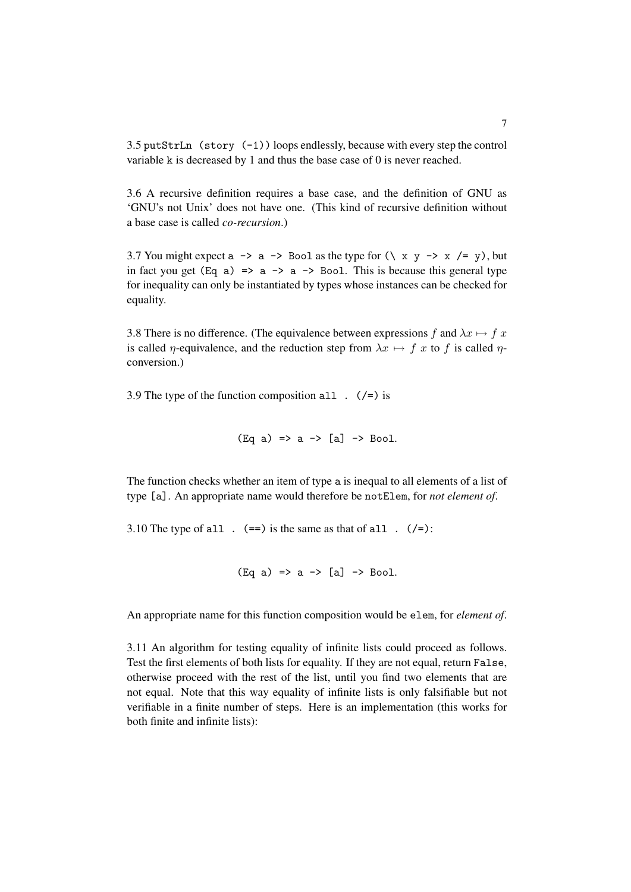3.5 `putStrLn (story (-1))` loops endlessly, because with every step the control variable `k` is decreased by 1 and thus the base case of 0 is never reached.

3.6 A recursive definition requires a base case, and the definition of GNU as 'GNU's not Unix' does not have one. (This kind of recursive definition without a base case is called *co-recursion*.)

3.7 You might expect `a -> a -> Bool` as the type for `(\ x y -> x /= y)`, but in fact you get `(Eq a) => a -> a -> Bool`. This is because this general type for inequality can only be instantiated by types whose instances can be checked for equality.

3.8 There is no difference. (The equivalence between expressions $f$ and $\lambda x \mapsto f\ x$ is called $\eta$-equivalence, and the reduction step from $\lambda x \mapsto f\ x$ to $f$ is called $\eta$-conversion.)

3.9 The type of the function composition `all . (/=)` is

```
(Eq a) => a -> [a] -> Bool.
```

The function checks whether an item of type `a` is inequal to all elements of a list of type `[a]`. An appropriate name would therefore be `notElem`, for *not element of*.

3.10 The type of `all . (==)` is the same as that of `all . (/=)`:

```
(Eq a) => a -> [a] -> Bool.
```

An appropriate name for this function composition would be `elem`, for *element of*.

3.11 An algorithm for testing equality of infinite lists could proceed as follows. Test the first elements of both lists for equality. If they are not equal, return `False`, otherwise proceed with the rest of the list, until you find two elements that are not equal. Note that this way equality of infinite lists is only falsifiable but not verifiable in a finite number of steps. Here is an implementation (this works for both finite and infinite lists):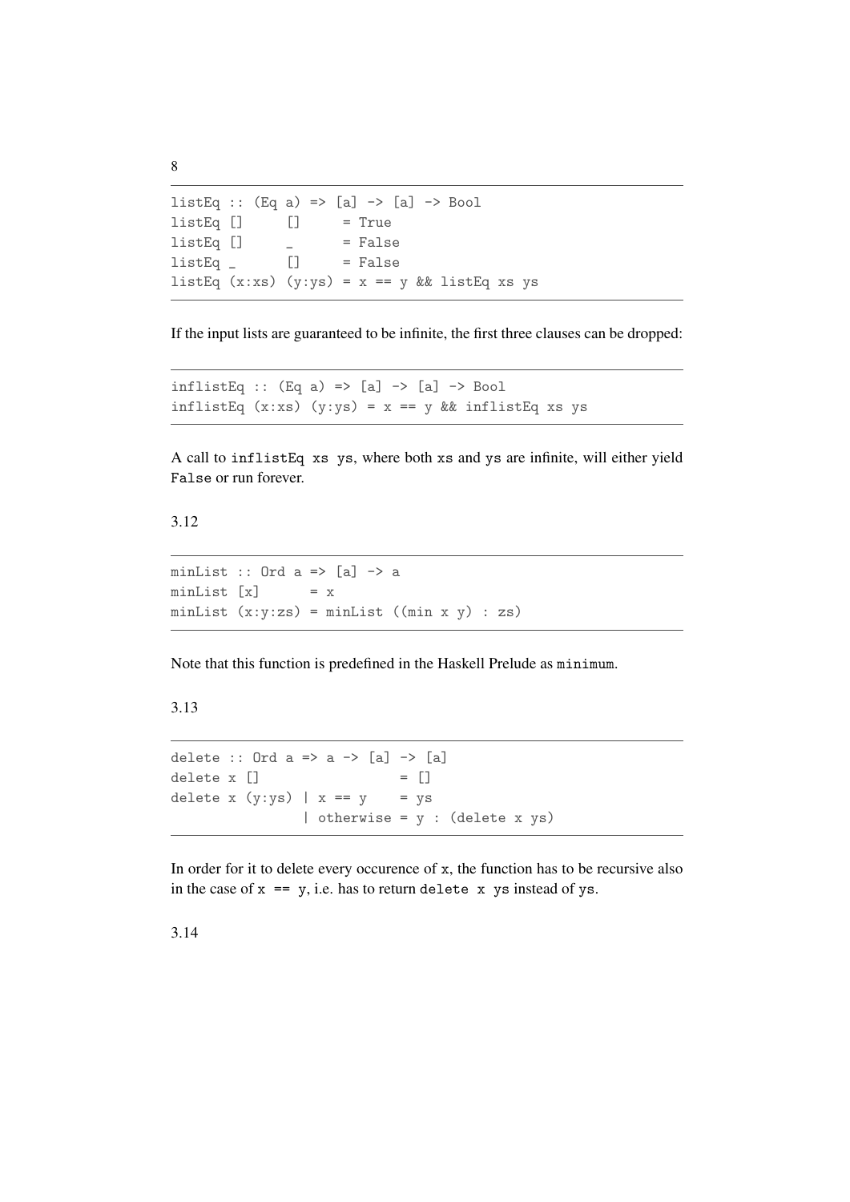```
listEq :: (Eq a) => [a] -> [a] -> Bool
listEq []     []     = True
listEq []     _      = False
listEq _      []     = False
listEq (x:xs) (y:ys) = x == y && listEq xs ys
```

If the input lists are guaranteed to be infinite, the first three clauses can be dropped:

```
inflistEq :: (Eq a) => [a] -> [a] -> Bool
inflistEq (x:xs) (y:ys) = x == y && inflistEq xs ys
```

A call to `inflistEq xs ys`, where both `xs` and `ys` are infinite, will either yield `False` or run forever.

3.12

```
minList :: Ord a => [a] -> a
minList [x]      = x
minList (x:y:zs) = minList ((min x y) : zs)
```

Note that this function is predefined in the Haskell Prelude as `minimum`.

3.13

```
delete :: Ord a => a -> [a] -> [a]
delete x []                 = []
delete x (y:ys) | x == y    = ys
                | otherwise = y : (delete x ys)
```

In order for it to delete every occurence of `x`, the function has to be recursive also in the case of `x == y`, i.e. has to return `delete x ys` instead of `ys`.

3.14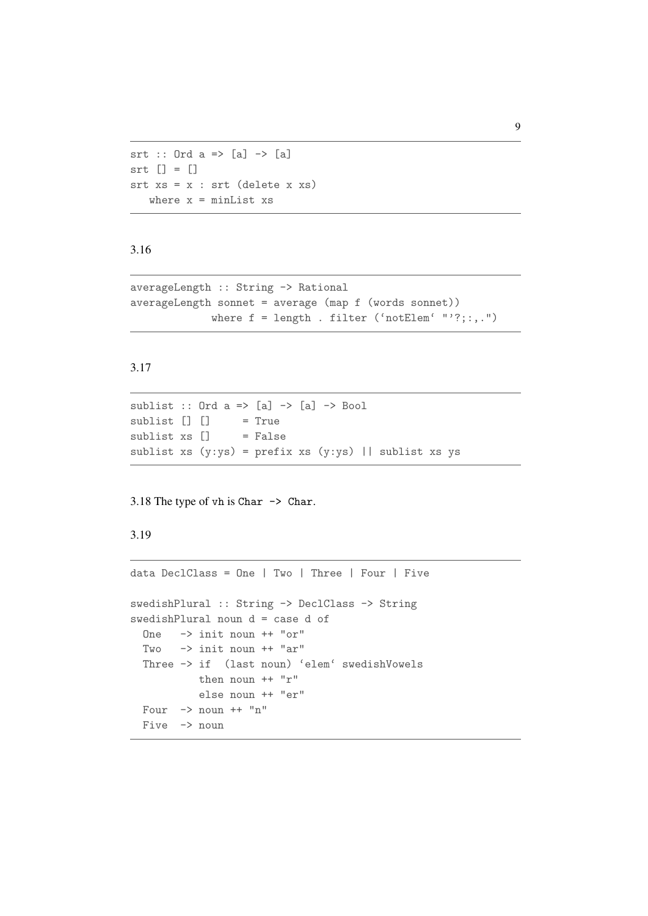```
srt :: Ord a => [a] -> [a]
srt [] = []
srt xs = x : srt (delete x xs)
   where x = minList xs
```

3.16

```
averageLength :: String -> Rational
averageLength sonnet = average (map f (words sonnet))
             where f = length . filter (`notElem` "'?;:,.")
```

3.17

```
sublist :: Ord a => [a] -> [a] -> Bool
sublist [] []     = True
sublist xs []     = False
sublist xs (y:ys) = prefix xs (y:ys) || sublist xs ys
```

3.18 The type of `vh` is `Char -> Char`.

3.19

```
data DeclClass = One | Two | Three | Four | Five

swedishPlural :: String -> DeclClass -> String
swedishPlural noun d = case d of
  One   -> init noun ++ "or"
  Two   -> init noun ++ "ar"
  Three -> if  (last noun) `elem` swedishVowels
           then noun ++ "r"
           else noun ++ "er"
  Four  -> noun ++ "n"
  Five  -> noun
```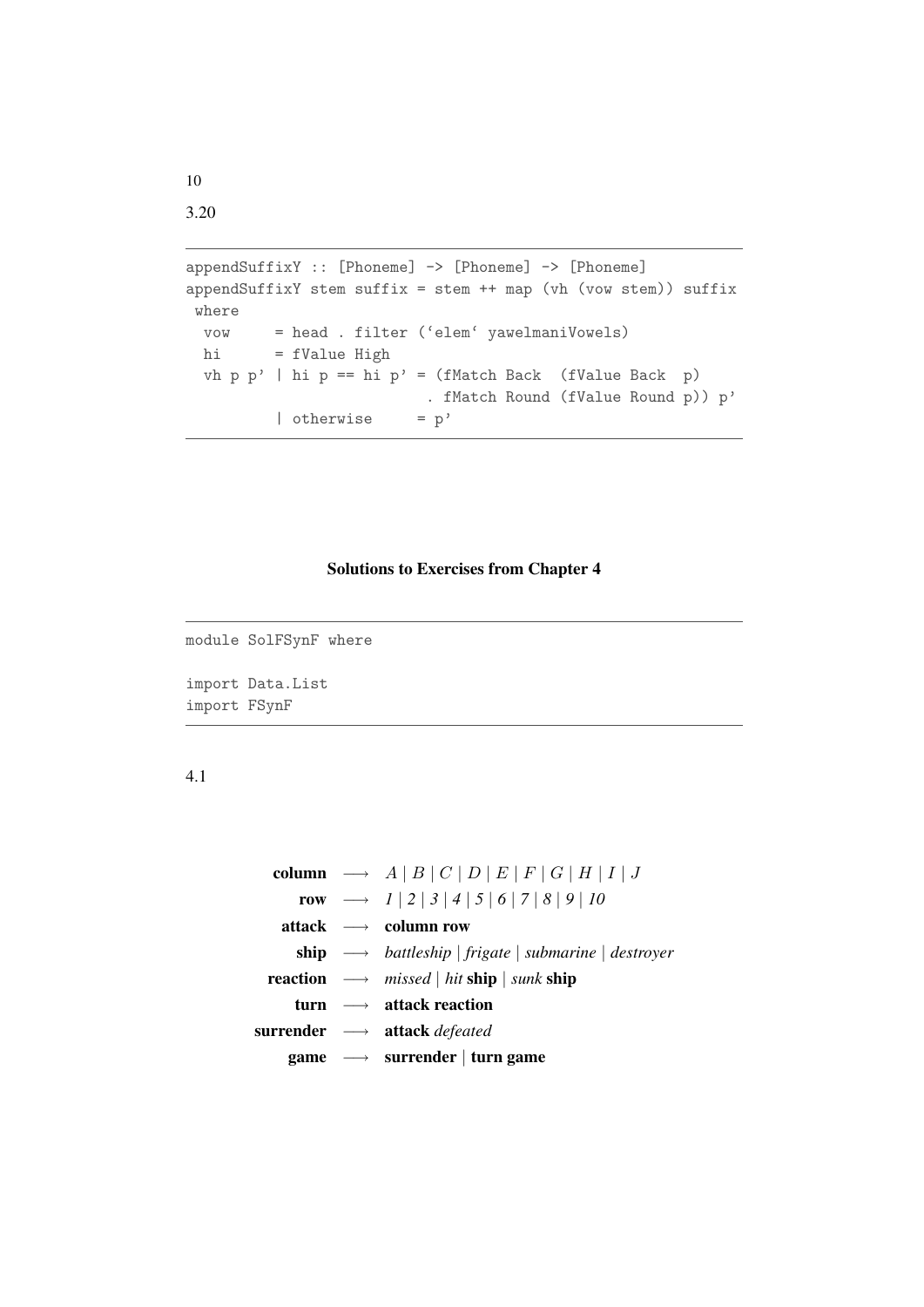3.20

```
appendSuffixY :: [Phoneme] -> [Phoneme] -> [Phoneme]
appendSuffixY stem suffix = stem ++ map (vh (vow stem)) suffix
 where
  vow     = head . filter (`elem` yawelmaniVowels)
  hi      = fValue High
  vh p p' | hi p == hi p' = (fMatch Back  (fValue Back  p)
                          . fMatch Round (fValue Round p)) p'
          | otherwise     = p'
```

## Solutions to Exercises from Chapter 4

```
module SolFSynF where

import Data.List
import FSynF
```

4.1

| | | |
|---|---|---|
| **column** | $\longrightarrow$ | $A$ \| $B$ \| $C$ \| $D$ \| $E$ \| $F$ \| $G$ \| $H$ \| $I$ \| $J$ |
| **row** | $\longrightarrow$ | *1* \| *2* \| *3* \| *4* \| *5* \| *6* \| *7* \| *8* \| *9* \| *10* |
| **attack** | $\longrightarrow$ | **column row** |
| **ship** | $\longrightarrow$ | *battleship* \| *frigate* \| *submarine* \| *destroyer* |
| **reaction** | $\longrightarrow$ | *missed* \| *hit* **ship** \| *sunk* **ship** |
| **turn** | $\longrightarrow$ | **attack reaction** |
| **surrender** | $\longrightarrow$ | **attack** *defeated* |
| **game** | $\longrightarrow$ | **surrender** \| **turn game** |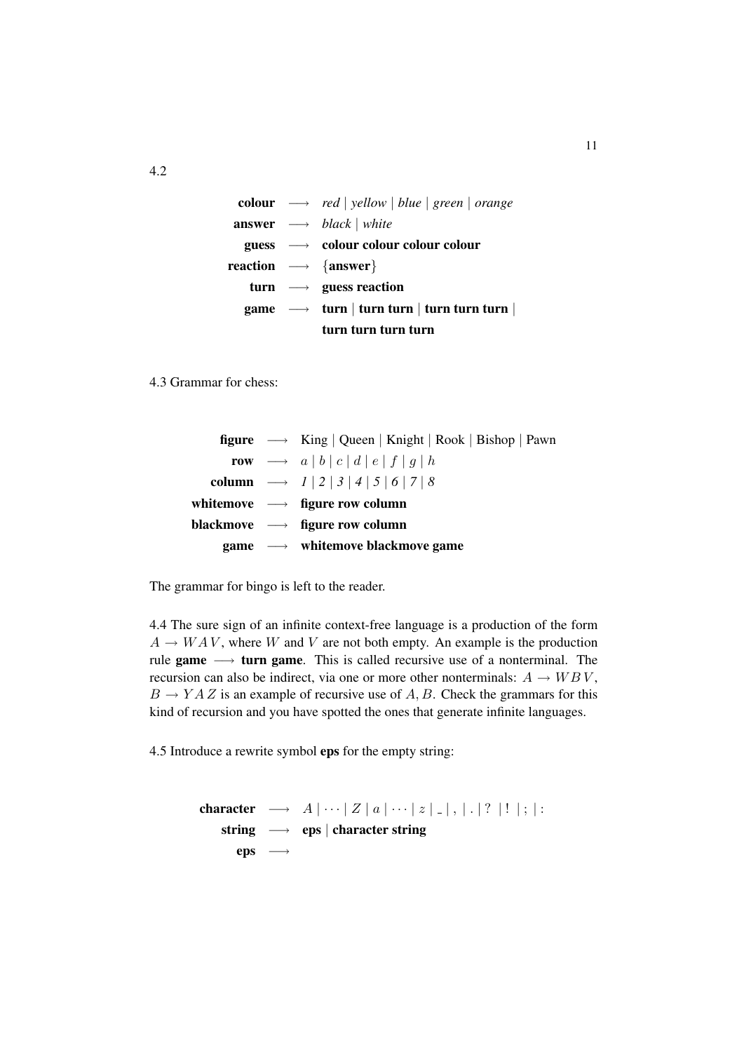4.2

$$
\begin{array}{rcl}
\textbf{colour} & \longrightarrow & \textit{red} \mid \textit{yellow} \mid \textit{blue} \mid \textit{green} \mid \textit{orange} \\
\textbf{answer} & \longrightarrow & \textit{black} \mid \textit{white} \\
\textbf{guess} & \longrightarrow & \textbf{colour colour colour colour} \\
\textbf{reaction} & \longrightarrow & \{\textbf{answer}\} \\
\textbf{turn} & \longrightarrow & \textbf{guess reaction} \\
\textbf{game} & \longrightarrow & \textbf{turn} \mid \textbf{turn turn} \mid \textbf{turn turn turn} \mid \\
 & & \textbf{turn turn turn turn}
\end{array}
$$

4.3 Grammar for chess:

$$
\begin{array}{rcl}
\textbf{figure} & \longrightarrow & \text{King} \mid \text{Queen} \mid \text{Knight} \mid \text{Rook} \mid \text{Bishop} \mid \text{Pawn} \\
\textbf{row} & \longrightarrow & a \mid b \mid c \mid d \mid e \mid f \mid g \mid h \\
\textbf{column} & \longrightarrow & \textit{1} \mid \textit{2} \mid \textit{3} \mid \textit{4} \mid \textit{5} \mid \textit{6} \mid \textit{7} \mid \textit{8} \\
\textbf{whitemove} & \longrightarrow & \textbf{figure row column} \\
\textbf{blackmove} & \longrightarrow & \textbf{figure row column} \\
\textbf{game} & \longrightarrow & \textbf{whitemove blackmove game}
\end{array}
$$

The grammar for bingo is left to the reader.

4.4 The sure sign of an infinite context-free language is a production of the form $A \to W A V$, where $W$ and $V$ are not both empty. An example is the production rule **game** $\longrightarrow$ **turn game**. This is called recursive use of a nonterminal. The recursion can also be indirect, via one or more other nonterminals: $A \to W B V$, $B \to Y A Z$ is an example of recursive use of $A, B$. Check the grammars for this kind of recursion and you have spotted the ones that generate infinite languages.

4.5 Introduce a rewrite symbol **eps** for the empty string:

$$
\begin{array}{rcl}
\textbf{character} & \longrightarrow & A \mid \cdots \mid Z \mid a \mid \cdots \mid z \mid \_ \mid , \mid . \mid ? \mid ! \mid ; \mid : \\
\textbf{string} & \longrightarrow & \textbf{eps} \mid \textbf{character string} \\
\textbf{eps} & \longrightarrow & 
\end{array}
$$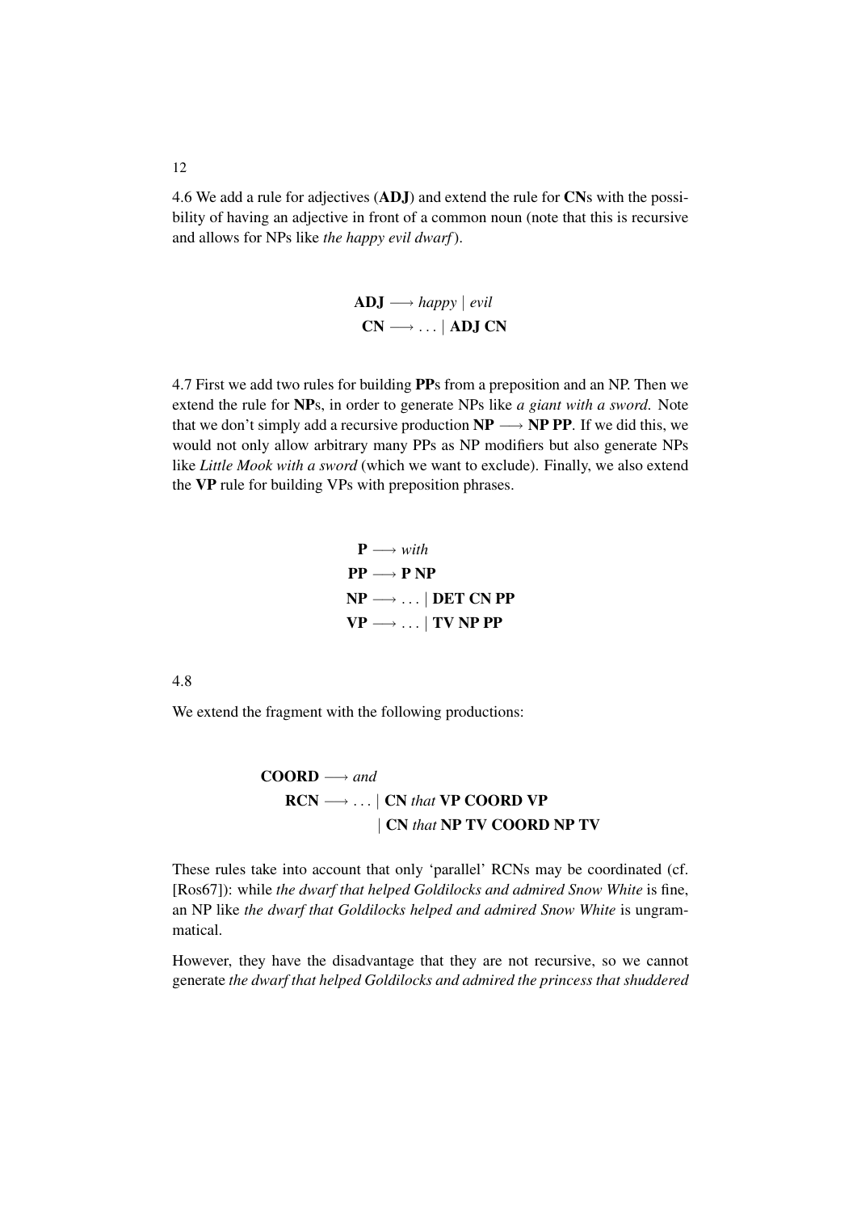4.6 We add a rule for adjectives (**ADJ**) and extend the rule for **CN**s with the possibility of having an adjective in front of a common noun (note that this is recursive and allows for NPs like *the happy evil dwarf*).

$$\begin{aligned} \textbf{ADJ} &\longrightarrow \textit{happy} \mid \textit{evil} \\ \textbf{CN} &\longrightarrow \ldots \mid \textbf{ADJ CN} \end{aligned}$$

4.7 First we add two rules for building **PP**s from a preposition and an NP. Then we extend the rule for **NP**s, in order to generate NPs like *a giant with a sword*. Note that we don't simply add a recursive production **NP** $\longrightarrow$ **NP PP**. If we did this, we would not only allow arbitrary many PPs as NP modifiers but also generate NPs like *Little Mook with a sword* (which we want to exclude). Finally, we also extend the **VP** rule for building VPs with preposition phrases.

$$\begin{aligned} \textbf{P} &\longrightarrow \textit{with} \\ \textbf{PP} &\longrightarrow \textbf{P NP} \\ \textbf{NP} &\longrightarrow \ldots \mid \textbf{DET CN PP} \\ \textbf{VP} &\longrightarrow \ldots \mid \textbf{TV NP PP} \end{aligned}$$

4.8

We extend the fragment with the following productions:

$$\begin{aligned} \textbf{COORD} &\longrightarrow \textit{and} \\ \textbf{RCN} &\longrightarrow \ldots \mid \textbf{CN } \textit{that} \textbf{ VP COORD VP} \\ &\qquad \mid \textbf{CN } \textit{that} \textbf{ NP TV COORD NP TV} \end{aligned}$$

These rules take into account that only 'parallel' RCNs may be coordinated (cf. [Ros67]): while *the dwarf that helped Goldilocks and admired Snow White* is fine, an NP like *the dwarf that Goldilocks helped and admired Snow White* is ungrammatical.

However, they have the disadvantage that they are not recursive, so we cannot generate *the dwarf that helped Goldilocks and admired the princess that shuddered*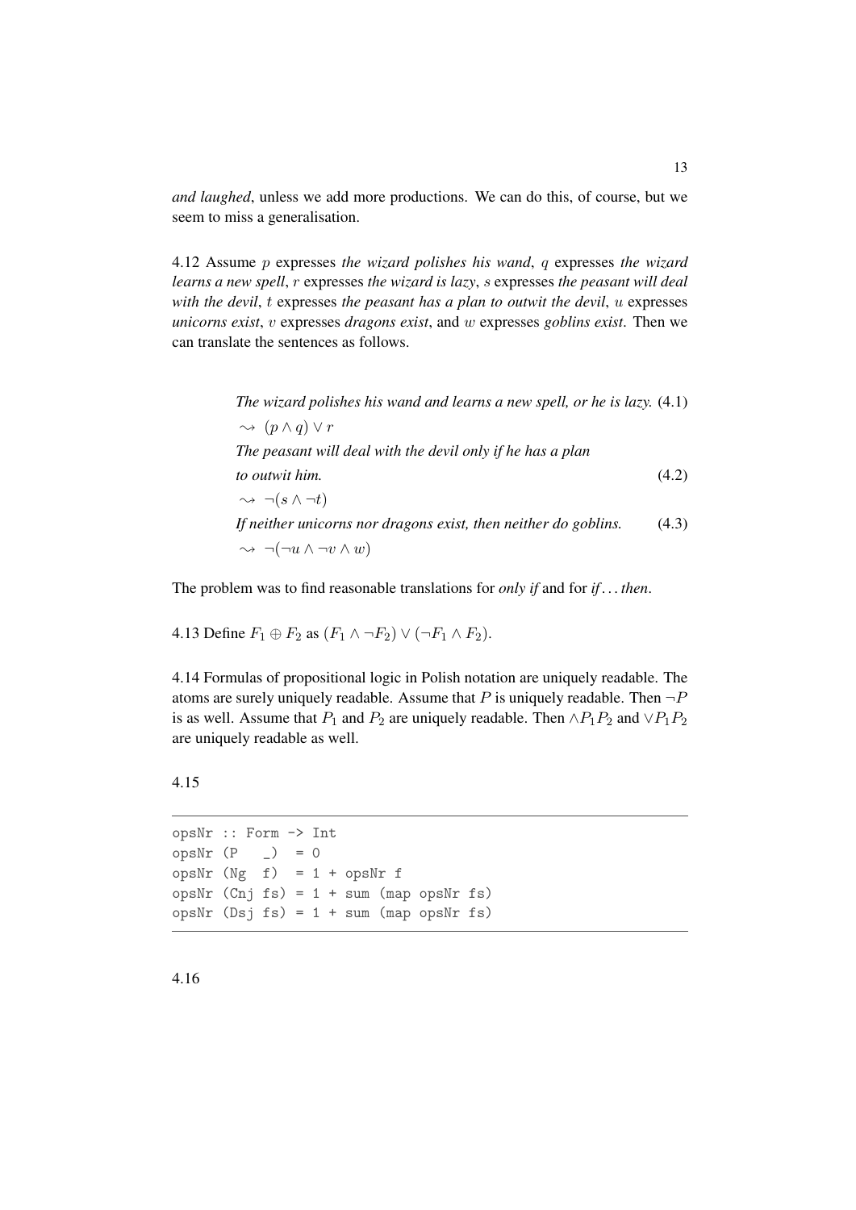*and laughed*, unless we add more productions. We can do this, of course, but we seem to miss a generalisation.

4.12 Assume $p$ expresses *the wizard polishes his wand*, $q$ expresses *the wizard learns a new spell*, $r$ expresses *the wizard is lazy*, $s$ expresses *the peasant will deal with the devil*, $t$ expresses *the peasant has a plan to outwit the devil*, $u$ expresses *unicorns exist*, $v$ expresses *dragons exist*, and $w$ expresses *goblins exist*. Then we can translate the sentences as follows.

*The wizard polishes his wand and learns a new spell, or he is lazy.* (4.1)

$$\rightsquigarrow\ (p \wedge q) \vee r$$

*The peasant will deal with the devil only if he has a plan to outwit him.* (4.2)

$$\rightsquigarrow\ \neg(s \wedge \neg t)$$

*If neither unicorns nor dragons exist, then neither do goblins.* (4.3)

$$\rightsquigarrow\ \neg(\neg u \wedge \neg v \wedge w)$$

The problem was to find reasonable translations for *only if* and for *if . . . then*.

4.13 Define $F_1 \oplus F_2$ as $(F_1 \wedge \neg F_2) \vee (\neg F_1 \wedge F_2)$.

4.14 Formulas of propositional logic in Polish notation are uniquely readable. The atoms are surely uniquely readable. Assume that $P$ is uniquely readable. Then $\neg P$ is as well. Assume that $P_1$ and $P_2$ are uniquely readable. Then $\wedge P_1 P_2$ and $\vee P_1 P_2$ are uniquely readable as well.

4.15

```
opsNr :: Form -> Int
opsNr (P   _)  = 0
opsNr (Ng  f)  = 1 + opsNr f
opsNr (Cnj fs) = 1 + sum (map opsNr fs)
opsNr (Dsj fs) = 1 + sum (map opsNr fs)
```

4.16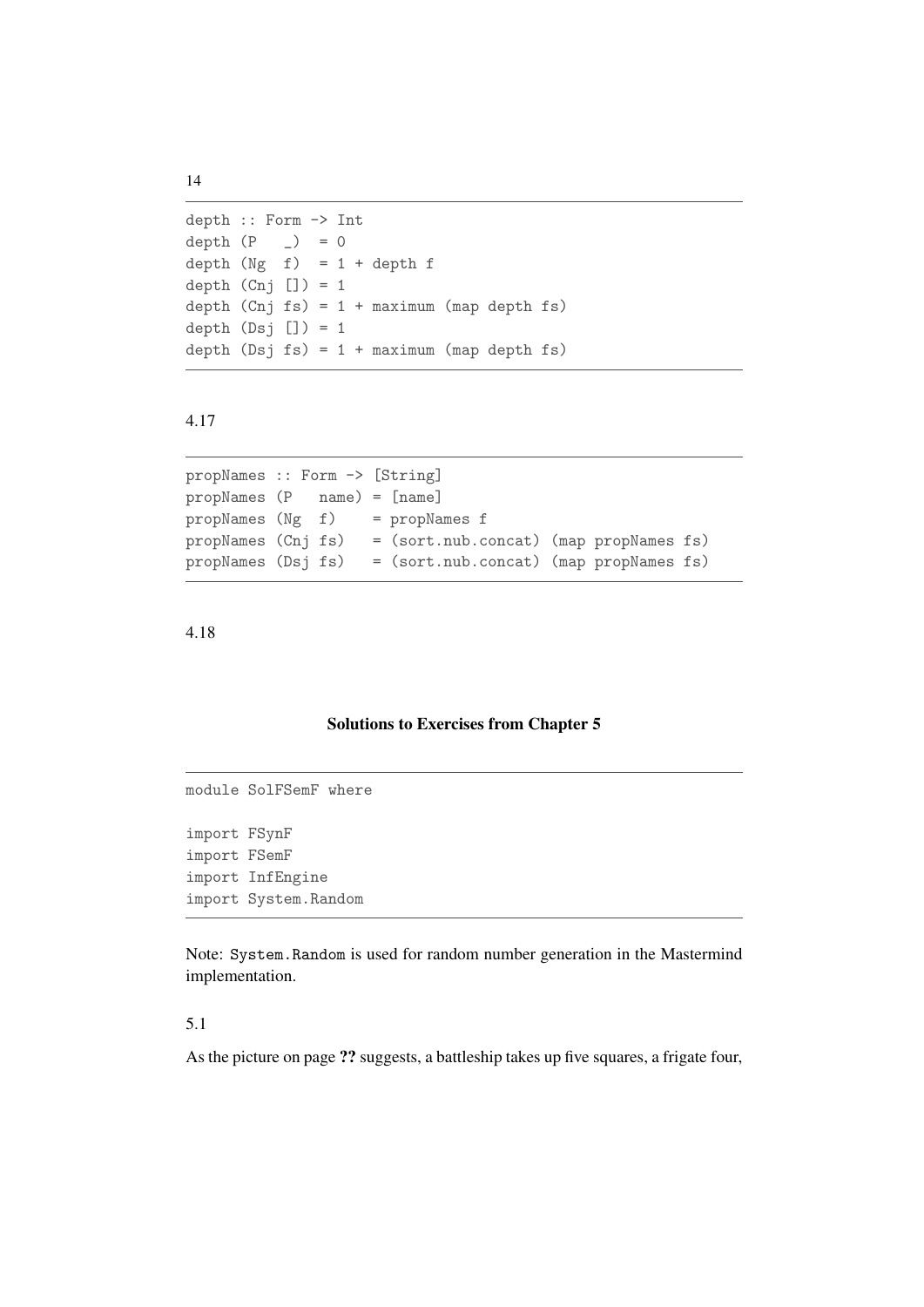```
depth :: Form -> Int
depth (P   _)  = 0
depth (Ng  f)  = 1 + depth f
depth (Cnj []) = 1
depth (Cnj fs) = 1 + maximum (map depth fs)
depth (Dsj []) = 1
depth (Dsj fs) = 1 + maximum (map depth fs)
```

4.17

```
propNames :: Form -> [String]
propNames (P   name) = [name]
propNames (Ng  f)    = propNames f
propNames (Cnj fs)   = (sort.nub.concat) (map propNames fs)
propNames (Dsj fs)   = (sort.nub.concat) (map propNames fs)
```

4.18

## Solutions to Exercises from Chapter 5

```
module SolFSemF where

import FSynF
import FSemF
import InfEngine
import System.Random
```

Note: `System.Random` is used for random number generation in the Mastermind implementation.

5.1

As the picture on page **??** suggests, a battleship takes up five squares, a frigate four,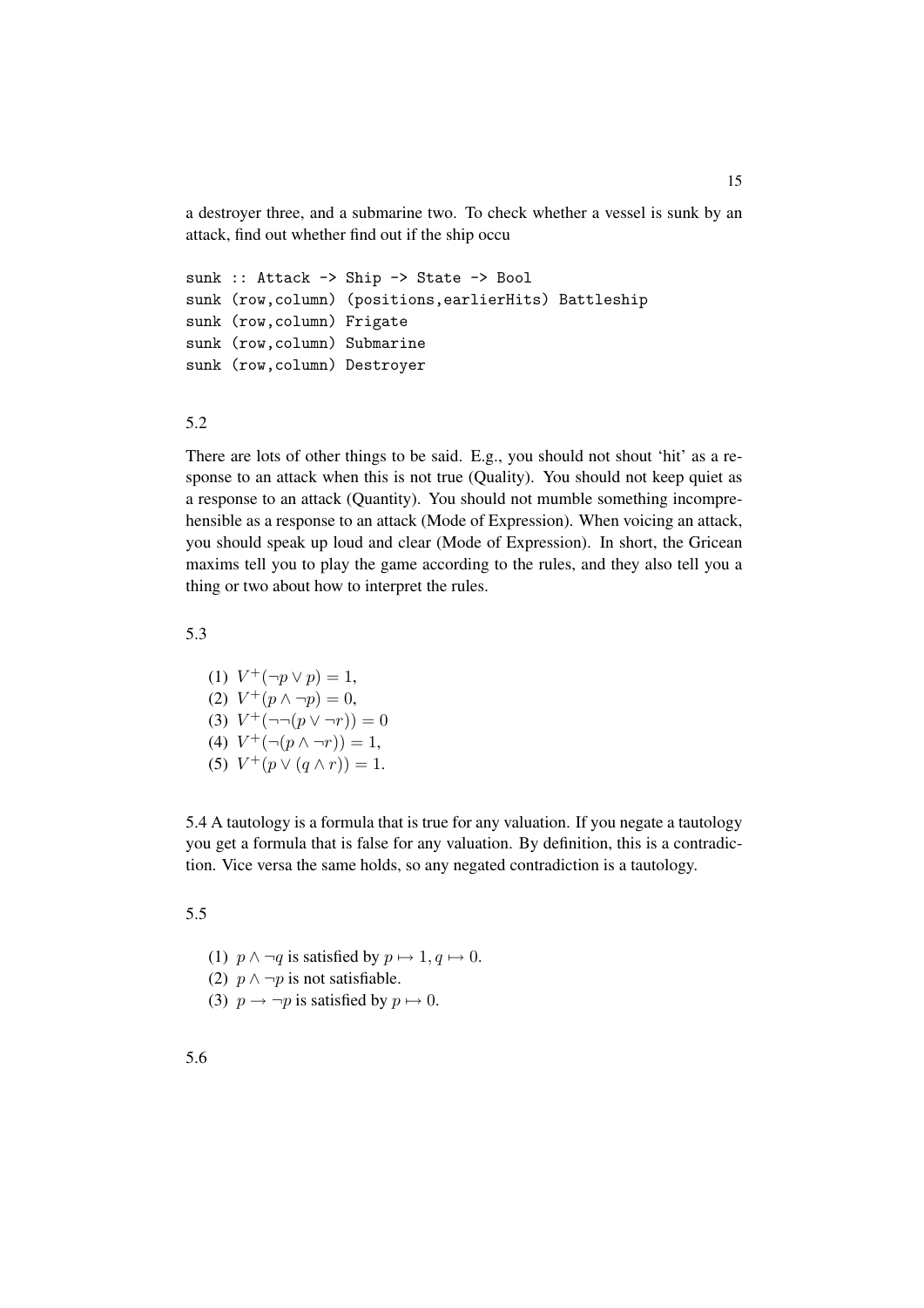a destroyer three, and a submarine two. To check whether a vessel is sunk by an attack, find out whether find out if the ship occu

```
sunk :: Attack -> Ship -> State -> Bool
sunk (row,column) (positions,earlierHits) Battleship
sunk (row,column) Frigate
sunk (row,column) Submarine
sunk (row,column) Destroyer
```

5.2

There are lots of other things to be said. E.g., you should not shout ‘hit’ as a response to an attack when this is not true (Quality). You should not keep quiet as a response to an attack (Quantity). You should not mumble something incomprehensible as a response to an attack (Mode of Expression). When voicing an attack, you should speak up loud and clear (Mode of Expression). In short, the Gricean maxims tell you to play the game according to the rules, and they also tell you a thing or two about how to interpret the rules.

5.3

(1) $V^+(\neg p \vee p) = 1$,
(2) $V^+(p \wedge \neg p) = 0$,
(3) $V^+(\neg\neg(p \vee \neg r)) = 0$
(4) $V^+(\neg(p \wedge \neg r)) = 1$,
(5) $V^+(p \vee (q \wedge r)) = 1$.

5.4 A tautology is a formula that is true for any valuation. If you negate a tautology you get a formula that is false for any valuation. By definition, this is a contradiction. Vice versa the same holds, so any negated contradiction is a tautology.

5.5

(1) $p \wedge \neg q$ is satisfied by $p \mapsto 1, q \mapsto 0$.
(2) $p \wedge \neg p$ is not satisfiable.
(3) $p \rightarrow \neg p$ is satisfied by $p \mapsto 0$.

5.6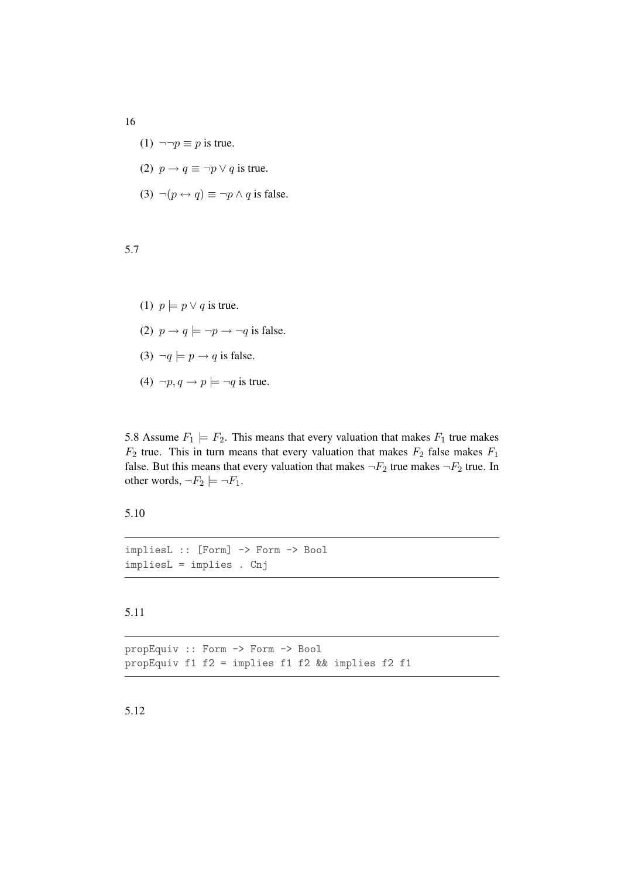(1) $\neg\neg p \equiv p$ is true.

(2) $p \rightarrow q \equiv \neg p \vee q$ is true.

(3) $\neg(p \leftrightarrow q) \equiv \neg p \wedge q$ is false.

5.7

(1) $p \models p \vee q$ is true.

(2) $p \rightarrow q \models \neg p \rightarrow \neg q$ is false.

(3) $\neg q \models p \rightarrow q$ is false.

(4) $\neg p, q \rightarrow p \models \neg q$ is true.

5.8 Assume $F_1 \models F_2$. This means that every valuation that makes $F_1$ true makes $F_2$ true. This in turn means that every valuation that makes $F_2$ false makes $F_1$ false. But this means that every valuation that makes $\neg F_2$ true makes $\neg F_2$ true. In other words, $\neg F_2 \models \neg F_1$.

5.10

```
impliesL :: [Form] -> Form -> Bool
impliesL = implies . Cnj
```

5.11

```
propEquiv :: Form -> Form -> Bool
propEquiv f1 f2 = implies f1 f2 && implies f2 f1
```

5.12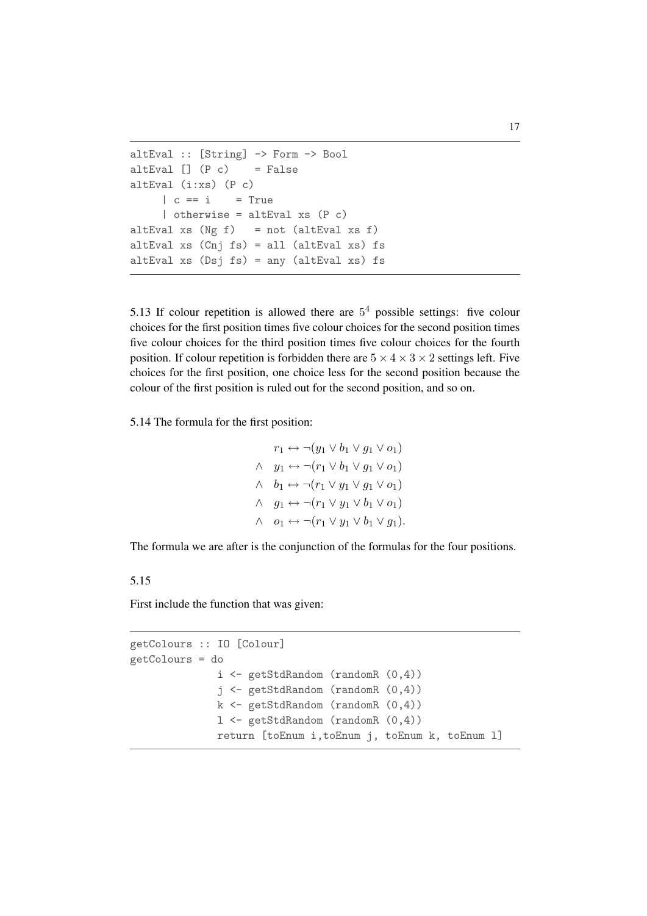```
altEval :: [String] -> Form -> Bool
altEval [] (P c)    = False
altEval (i:xs) (P c)
     | c == i    = True
     | otherwise = altEval xs (P c)
altEval xs (Ng f)   = not (altEval xs f)
altEval xs (Cnj fs) = all (altEval xs) fs
altEval xs (Dsj fs) = any (altEval xs) fs
```

5.13 If colour repetition is allowed there are $5^4$ possible settings: five colour choices for the first position times five colour choices for the second position times five colour choices for the third position times five colour choices for the fourth position. If colour repetition is forbidden there are $5 \times 4 \times 3 \times 2$ settings left. Five choices for the first position, one choice less for the second position because the colour of the first position is ruled out for the second position, and so on.

5.14 The formula for the first position:

$$
\begin{aligned}
& r_1 \leftrightarrow \neg(y_1 \vee b_1 \vee g_1 \vee o_1) \\
\wedge \quad & y_1 \leftrightarrow \neg(r_1 \vee b_1 \vee g_1 \vee o_1) \\
\wedge \quad & b_1 \leftrightarrow \neg(r_1 \vee y_1 \vee g_1 \vee o_1) \\
\wedge \quad & g_1 \leftrightarrow \neg(r_1 \vee y_1 \vee b_1 \vee o_1) \\
\wedge \quad & o_1 \leftrightarrow \neg(r_1 \vee y_1 \vee b_1 \vee g_1).
\end{aligned}
$$

The formula we are after is the conjunction of the formulas for the four positions.

5.15

First include the function that was given:

```
getColours :: IO [Colour]
getColours = do
              i <- getStdRandom (randomR (0,4))
              j <- getStdRandom (randomR (0,4))
              k <- getStdRandom (randomR (0,4))
              l <- getStdRandom (randomR (0,4))
              return [toEnum i,toEnum j, toEnum k, toEnum l]
```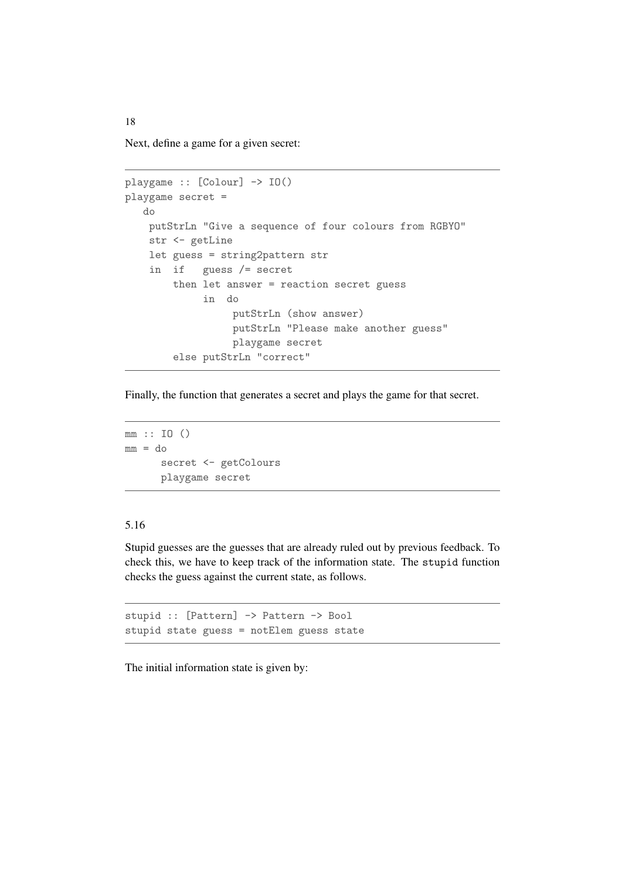Next, define a game for a given secret:

```
playgame :: [Colour] -> IO()
playgame secret =
   do
    putStrLn "Give a sequence of four colours from RGBYO"
    str <- getLine
    let guess = string2pattern str
    in  if   guess /= secret
        then let answer = reaction secret guess
             in  do
                  putStrLn (show answer)
                  putStrLn "Please make another guess"
                  playgame secret
        else putStrLn "correct"
```

Finally, the function that generates a secret and plays the game for that secret.

```
mm :: IO ()
mm = do
      secret <- getColours
      playgame secret
```

5.16

Stupid guesses are the guesses that are already ruled out by previous feedback. To check this, we have to keep track of the information state. The `stupid` function checks the guess against the current state, as follows.

```
stupid :: [Pattern] -> Pattern -> Bool
stupid state guess = notElem guess state
```

The initial information state is given by: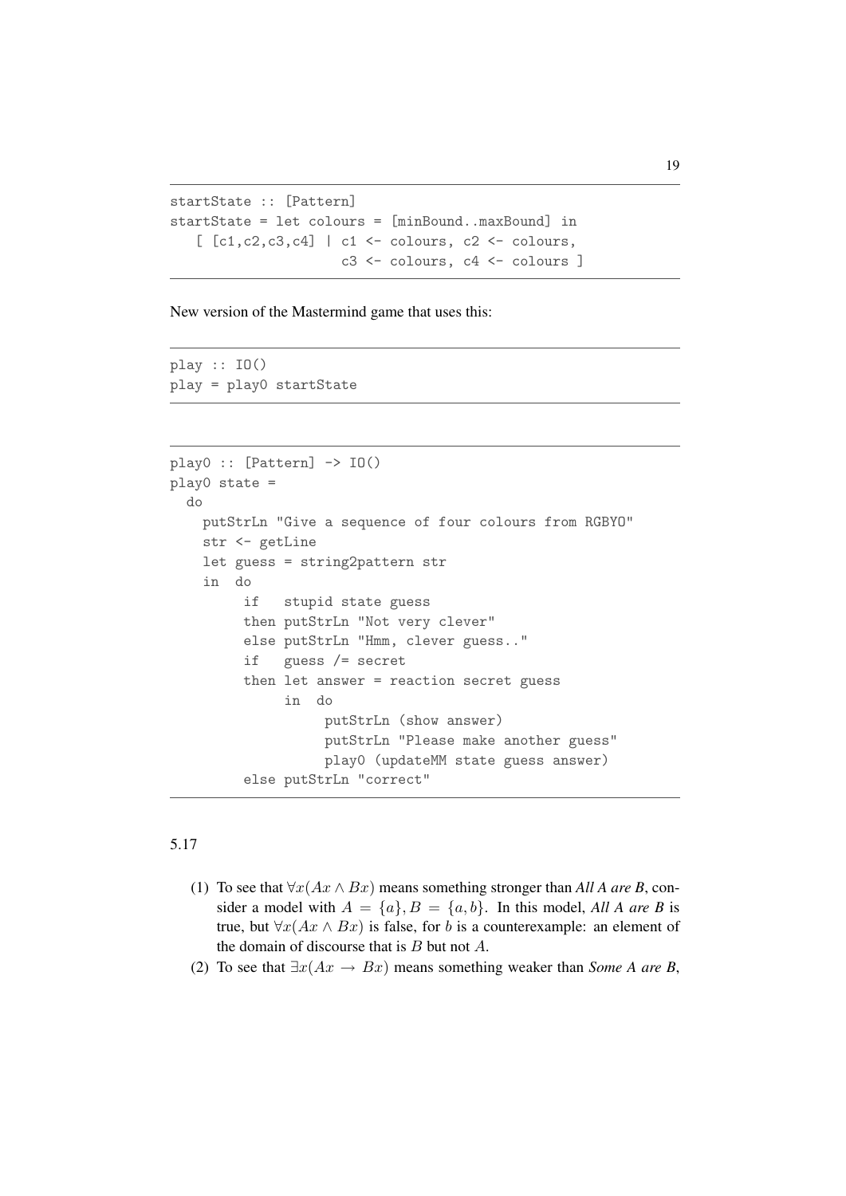```
startState :: [Pattern]
startState = let colours = [minBound..maxBound] in
   [ [c1,c2,c3,c4] | c1 <- colours, c2 <- colours,
                     c3 <- colours, c4 <- colours ]
```

New version of the Mastermind game that uses this:

```
play :: IO()
play = play0 startState
```

```
play0 :: [Pattern] -> IO()
play0 state =
  do
    putStrLn "Give a sequence of four colours from RGBYO"
    str <- getLine
    let guess = string2pattern str
    in  do
         if   stupid state guess
         then putStrLn "Not very clever"
         else putStrLn "Hmm, clever guess.."
         if   guess /= secret
         then let answer = reaction secret guess
              in  do
                   putStrLn (show answer)
                   putStrLn "Please make another guess"
                   play0 (updateMM state guess answer)
         else putStrLn "correct"
```

5.17

(1) To see that $\forall x(Ax \wedge Bx)$ means something stronger than *All A are B*, consider a model with $A = \{a\}, B = \{a, b\}$. In this model, *All A are B* is true, but $\forall x(Ax \wedge Bx)$ is false, for $b$ is a counterexample: an element of the domain of discourse that is $B$ but not $A$.

(2) To see that $\exists x(Ax \rightarrow Bx)$ means something weaker than *Some A are B*,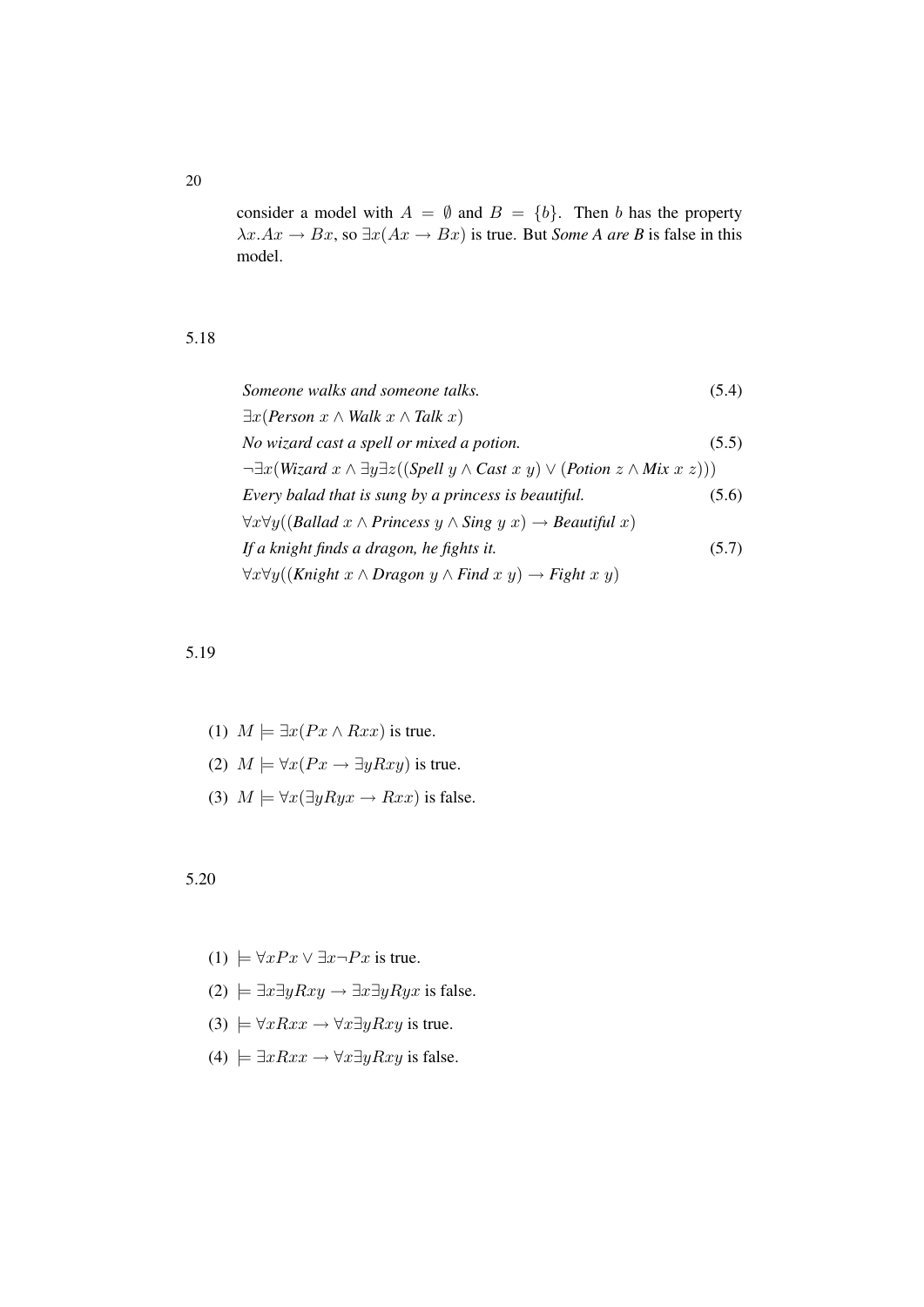consider a model with $A = \emptyset$ and $B = \{b\}$. Then $b$ has the property $\lambda x.Ax \rightarrow Bx$, so $\exists x(Ax \rightarrow Bx)$ is true. But *Some A are B* is false in this model.

## 5.18

*Someone walks and someone talks.* (5.4)

$\exists x(\textit{Person } x \wedge \textit{Walk } x \wedge \textit{Talk } x)$

*No wizard cast a spell or mixed a potion.* (5.5)

$\neg\exists x(\textit{Wizard } x \wedge \exists y \exists z((\textit{Spell } y \wedge \textit{Cast } x\ y) \vee (\textit{Potion } z \wedge \textit{Mix } x\ z)))$

*Every balad that is sung by a princess is beautiful.* (5.6)

$\forall x \forall y((\textit{Ballad } x \wedge \textit{Princess } y \wedge \textit{Sing } y\ x) \rightarrow \textit{Beautiful } x)$

*If a knight finds a dragon, he fights it.* (5.7)

$\forall x \forall y((\textit{Knight } x \wedge \textit{Dragon } y \wedge \textit{Find } x\ y) \rightarrow \textit{Fight } x\ y)$

## 5.19

(1) $M \models \exists x(Px \wedge Rxx)$ is true.

(2) $M \models \forall x(Px \rightarrow \exists y Rxy)$ is true.

(3) $M \models \forall x(\exists y Ryx \rightarrow Rxx)$ is false.

## 5.20

(1) $\models \forall x Px \vee \exists x \neg Px$ is true.

(2) $\models \exists x \exists y Rxy \rightarrow \exists x \exists y Ryx$ is false.

(3) $\models \forall x Rxx \rightarrow \forall x \exists y Rxy$ is true.

(4) $\models \exists x Rxx \rightarrow \forall x \exists y Rxy$ is false.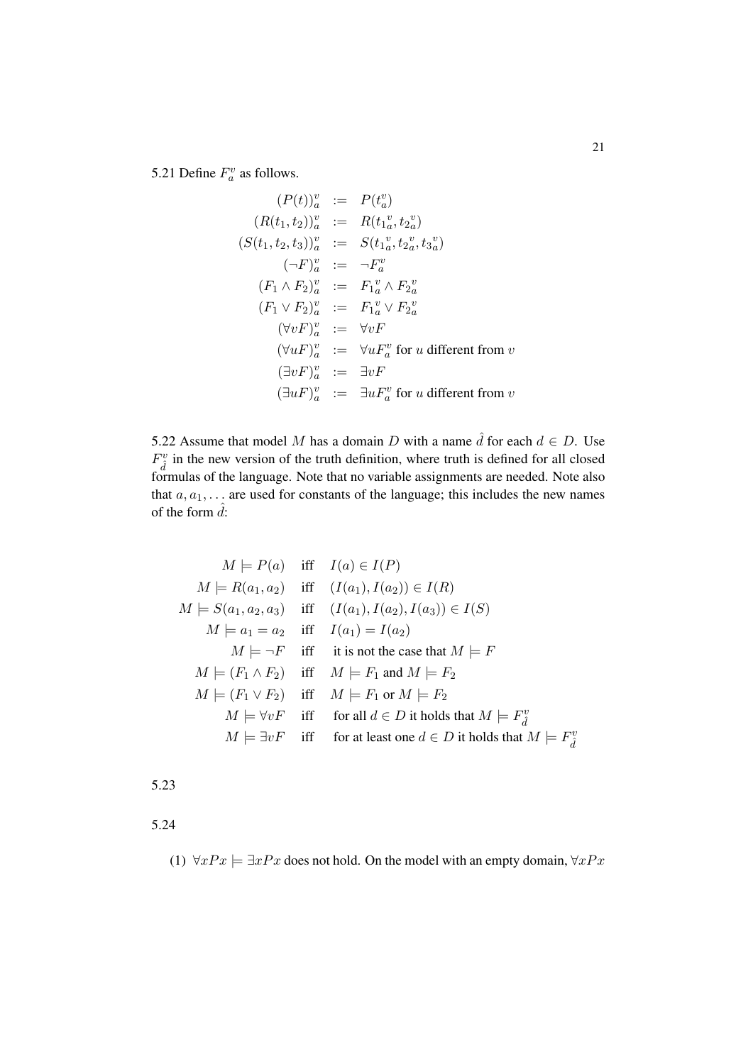5.21 Define $F^v_a$ as follows.

$$
\begin{array}{rcl}
(P(t))^v_a & := & P(t^v_a) \\
(R(t_1, t_2))^v_a & := & R({t_1}^v_a, {t_2}^v_a) \\
(S(t_1, t_2, t_3))^v_a & := & S({t_1}^v_a, {t_2}^v_a, {t_3}^v_a) \\
(\neg F)^v_a & := & \neg F^v_a \\
(F_1 \wedge F_2)^v_a & := & {F_1}^v_a \wedge {F_2}^v_a \\
(F_1 \vee F_2)^v_a & := & {F_1}^v_a \vee {F_2}^v_a \\
(\forall v F)^v_a & := & \forall v F \\
(\forall u F)^v_a & := & \forall u F^v_a \text{ for } u \text{ different from } v \\
(\exists v F)^v_a & := & \exists v F \\
(\exists u F)^v_a & := & \exists u F^v_a \text{ for } u \text{ different from } v
\end{array}
$$

5.22 Assume that model $M$ has a domain $D$ with a name $\hat{d}$ for each $d \in D$. Use $F^v_{\hat{d}}$ in the new version of the truth definition, where truth is defined for all closed formulas of the language. Note that no variable assignments are needed. Note also that $a, a_1, \ldots$ are used for constants of the language; this includes the new names of the form $\hat{d}$:

$$
\begin{array}{rcl}
M \models P(a) & \text{iff} & I(a) \in I(P) \\
M \models R(a_1, a_2) & \text{iff} & (I(a_1), I(a_2)) \in I(R) \\
M \models S(a_1, a_2, a_3) & \text{iff} & (I(a_1), I(a_2), I(a_3)) \in I(S) \\
M \models a_1 = a_2 & \text{iff} & I(a_1) = I(a_2) \\
M \models \neg F & \text{iff} & \text{it is not the case that } M \models F \\
M \models (F_1 \wedge F_2) & \text{iff} & M \models F_1 \text{ and } M \models F_2 \\
M \models (F_1 \vee F_2) & \text{iff} & M \models F_1 \text{ or } M \models F_2 \\
M \models \forall v F & \text{iff} & \text{for all } d \in D \text{ it holds that } M \models F^v_{\hat{d}} \\
M \models \exists v F & \text{iff} & \text{for at least one } d \in D \text{ it holds that } M \models F^v_{\hat{d}}
\end{array}
$$

5.23

5.24

(1) $\forall x Px \models \exists x Px$ does not hold. On the model with an empty domain, $\forall x Px$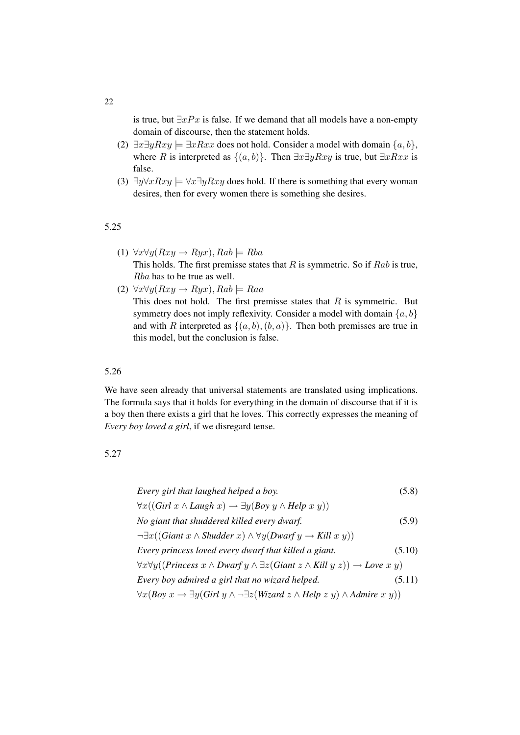is true, but $\exists x Px$ is false. If we demand that all models have a non-empty domain of discourse, then the statement holds.

(2) $\exists x \exists y Rxy \models \exists x Rxx$ does not hold. Consider a model with domain $\{a, b\}$, where $R$ is interpreted as $\{(a, b)\}$. Then $\exists x \exists y Rxy$ is true, but $\exists x Rxx$ is false.

(3) $\exists y \forall x Rxy \models \forall x \exists y Rxy$ does hold. If there is something that every woman desires, then for every women there is something she desires.

5.25

(1) $\forall x \forall y (Rxy \rightarrow Ryx), Rab \models Rba$
This holds. The first premisse states that $R$ is symmetric. So if $Rab$ is true, $Rba$ has to be true as well.

(2) $\forall x \forall y (Rxy \rightarrow Ryx), Rab \models Raa$
This does not hold. The first premisse states that $R$ is symmetric. But symmetry does not imply reflexivity. Consider a model with domain $\{a, b\}$ and with $R$ interpreted as $\{(a, b), (b, a)\}$. Then both premisses are true in this model, but the conclusion is false.

5.26

We have seen already that universal statements are translated using implications. The formula says that it holds for everything in the domain of discourse that if it is a boy then there exists a girl that he loves. This correctly expresses the meaning of *Every boy loved a girl*, if we disregard tense.

5.27

*Every girl that laughed helped a boy.* (5.8)

$\forall x((\textit{Girl } x \wedge \textit{Laugh } x) \rightarrow \exists y(\textit{Boy } y \wedge \textit{Help } x\ y))$

*No giant that shuddered killed every dwarf.* (5.9)

$\neg\exists x((\textit{Giant } x \wedge \textit{Shudder } x) \wedge \forall y(\textit{Dwarf } y \rightarrow \textit{Kill } x\ y))$

*Every princess loved every dwarf that killed a giant.* (5.10)

$\forall x \forall y((\textit{Princess } x \wedge \textit{Dwarf } y \wedge \exists z(\textit{Giant } z \wedge \textit{Kill } y\ z)) \rightarrow \textit{Love } x\ y)$

*Every boy admired a girl that no wizard helped.* (5.11)

$\forall x(\textit{Boy } x \rightarrow \exists y(\textit{Girl } y \wedge \neg\exists z(\textit{Wizard } z \wedge \textit{Help } z\ y) \wedge \textit{Admire } x\ y))$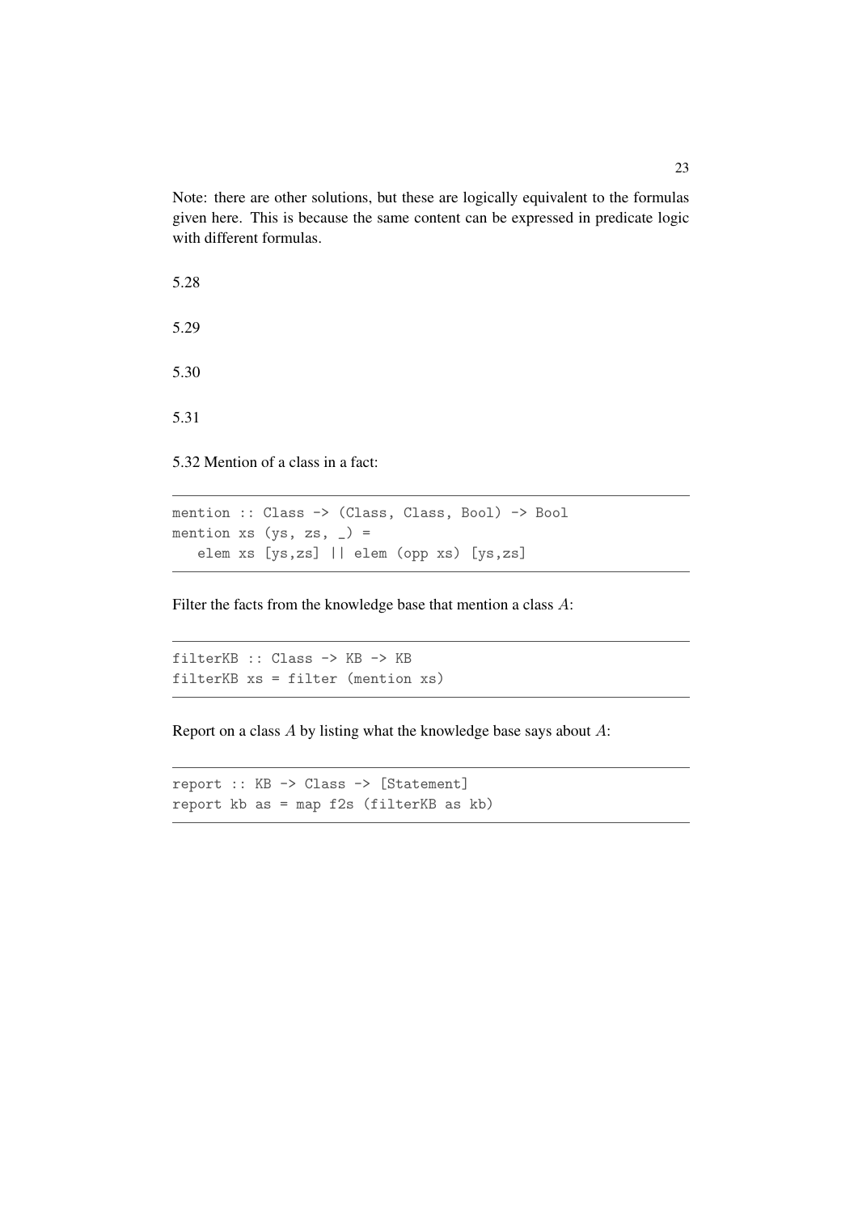Note: there are other solutions, but these are logically equivalent to the formulas given here. This is because the same content can be expressed in predicate logic with different formulas.

5.28

5.29

5.30

5.31

5.32 Mention of a class in a fact:

```
mention :: Class -> (Class, Class, Bool) -> Bool
mention xs (ys, zs, _) =
   elem xs [ys,zs] || elem (opp xs) [ys,zs]
```

Filter the facts from the knowledge base that mention a class $A$:

```
filterKB :: Class -> KB -> KB
filterKB xs = filter (mention xs)
```

Report on a class $A$ by listing what the knowledge base says about $A$:

```
report :: KB -> Class -> [Statement]
report kb as = map f2s (filterKB as kb)
```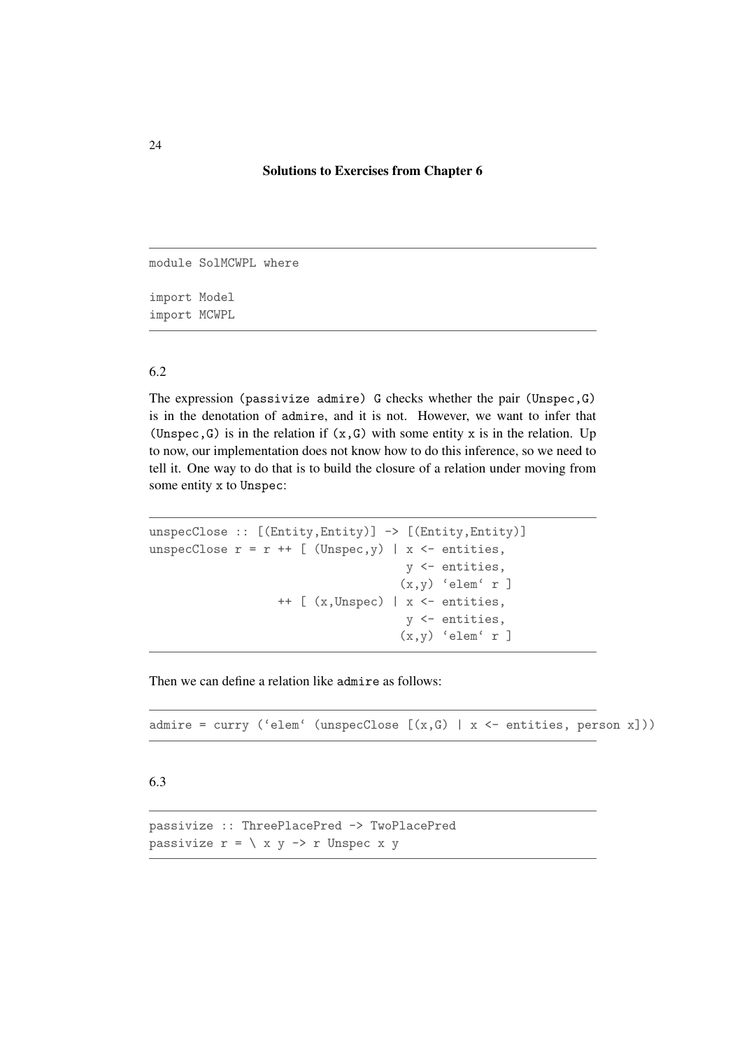# Solutions to Exercises from Chapter 6

```
module SolMCWPL where

import Model
import MCWPL
```

## 6.2

The expression (passivize admire) G checks whether the pair (Unspec,G) is in the denotation of admire, and it is not. However, we want to infer that (Unspec,G) is in the relation if (x,G) with some entity x is in the relation. Up to now, our implementation does not know how to do this inference, so we need to tell it. One way to do that is to build the closure of a relation under moving from some entity x to Unspec:

```
unspecClose :: [(Entity,Entity)] -> [(Entity,Entity)]
unspecClose r = r ++ [ (Unspec,y) | x <- entities,
                                    y <- entities,
                                   (x,y) `elem` r ]
                  ++ [ (x,Unspec) | x <- entities,
                                    y <- entities,
                                   (x,y) `elem` r ]
```

Then we can define a relation like admire as follows:

```
admire = curry (`elem` (unspecClose [(x,G) | x <- entities, person x]))
```

## 6.3

```
passivize :: ThreePlacePred -> TwoPlacePred
passivize r = \ x y -> r Unspec x y
```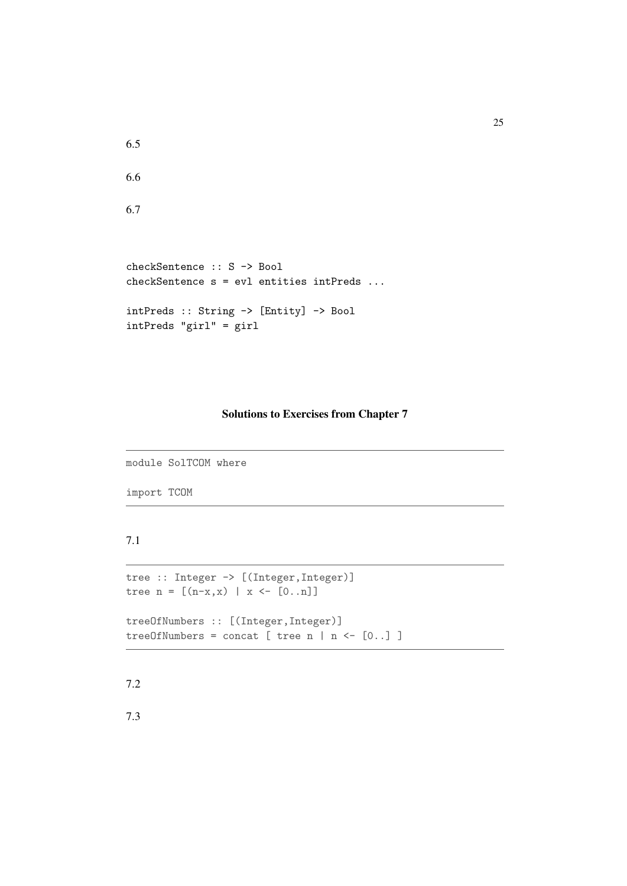6.5

6.6

6.7

```
checkSentence :: S -> Bool
checkSentence s = evl entities intPreds ...

intPreds :: String -> [Entity] -> Bool
intPreds "girl" = girl
```

## Solutions to Exercises from Chapter 7

```
module SolTCOM where

import TCOM
```

7.1

```
tree :: Integer -> [(Integer,Integer)]
tree n = [(n-x,x) | x <- [0..n]]

treeOfNumbers :: [(Integer,Integer)]
treeOfNumbers = concat [ tree n | n <- [0..] ]
```

7.2

7.3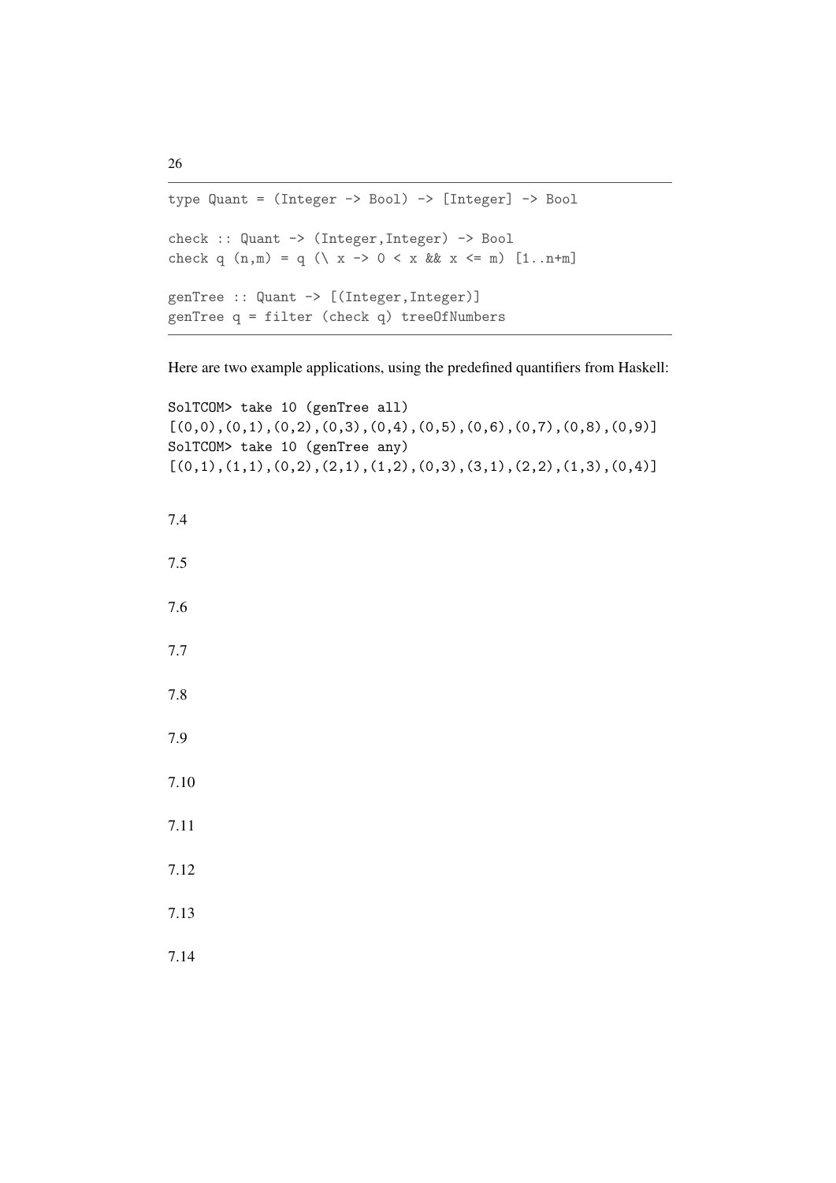```haskell
type Quant = (Integer -> Bool) -> [Integer] -> Bool

check :: Quant -> (Integer,Integer) -> Bool
check q (n,m) = q (\ x -> 0 < x && x <= m) [1..n+m]

genTree :: Quant -> [(Integer,Integer)]
genTree q = filter (check q) treeOfNumbers
```

Here are two example applications, using the predefined quantifiers from Haskell:

```
SolTCOM> take 10 (genTree all)
[(0,0),(0,1),(0,2),(0,3),(0,4),(0,5),(0,6),(0,7),(0,8),(0,9)]
SolTCOM> take 10 (genTree any)
[(0,1),(1,1),(0,2),(2,1),(1,2),(0,3),(3,1),(2,2),(1,3),(0,4)]
```

7.4

7.5

7.6

7.7

7.8

7.9

7.10

7.11

7.12

7.13

7.14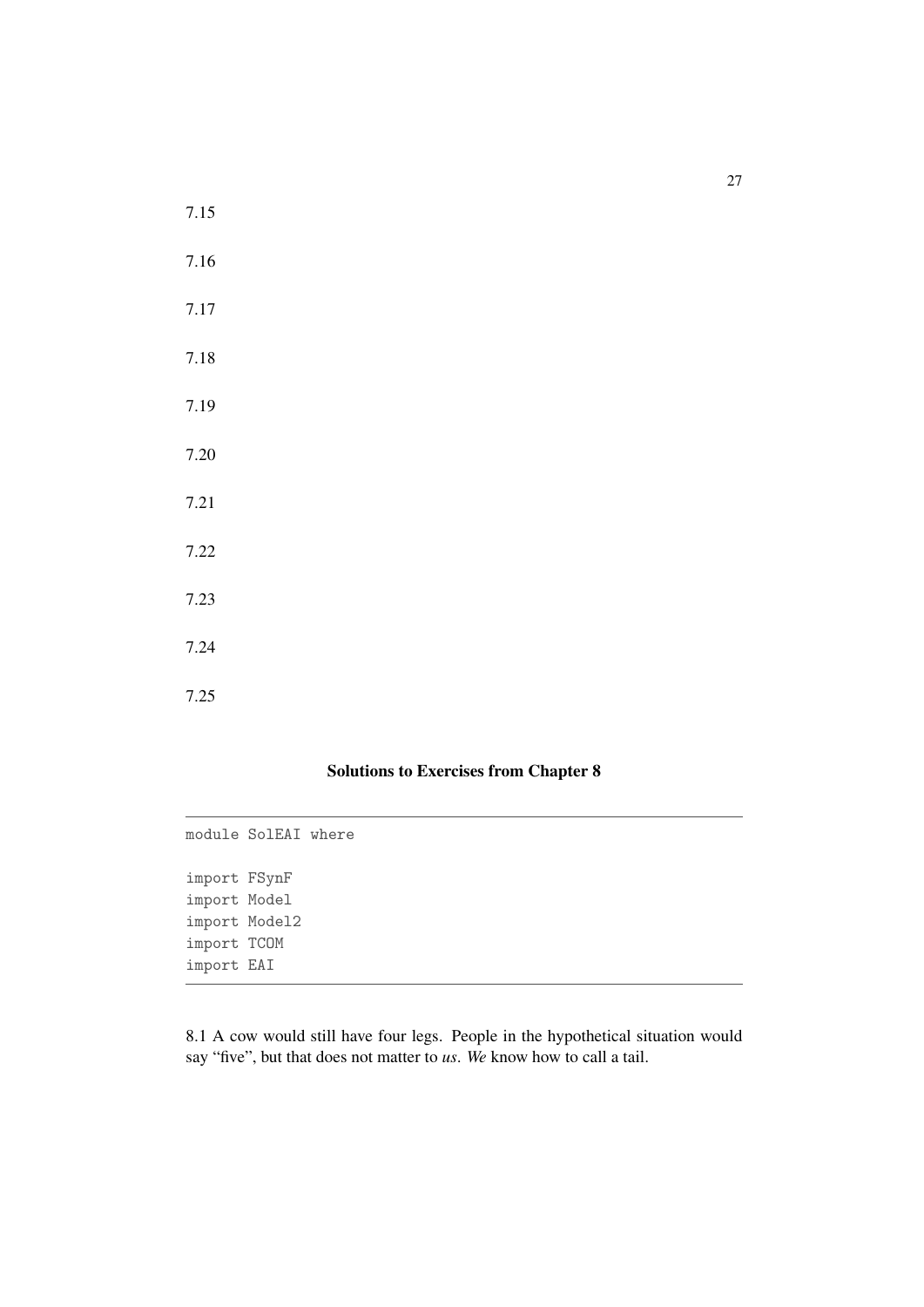7.15

7.16

7.17

7.18

7.19

7.20

7.21

7.22

7.23

7.24

7.25

## Solutions to Exercises from Chapter 8

```
module SolEAI where

import FSynF
import Model
import Model2
import TCOM
import EAI
```

8.1 A cow would still have four legs. People in the hypothetical situation would say "five", but that does not matter to *us*. *We* know how to call a tail.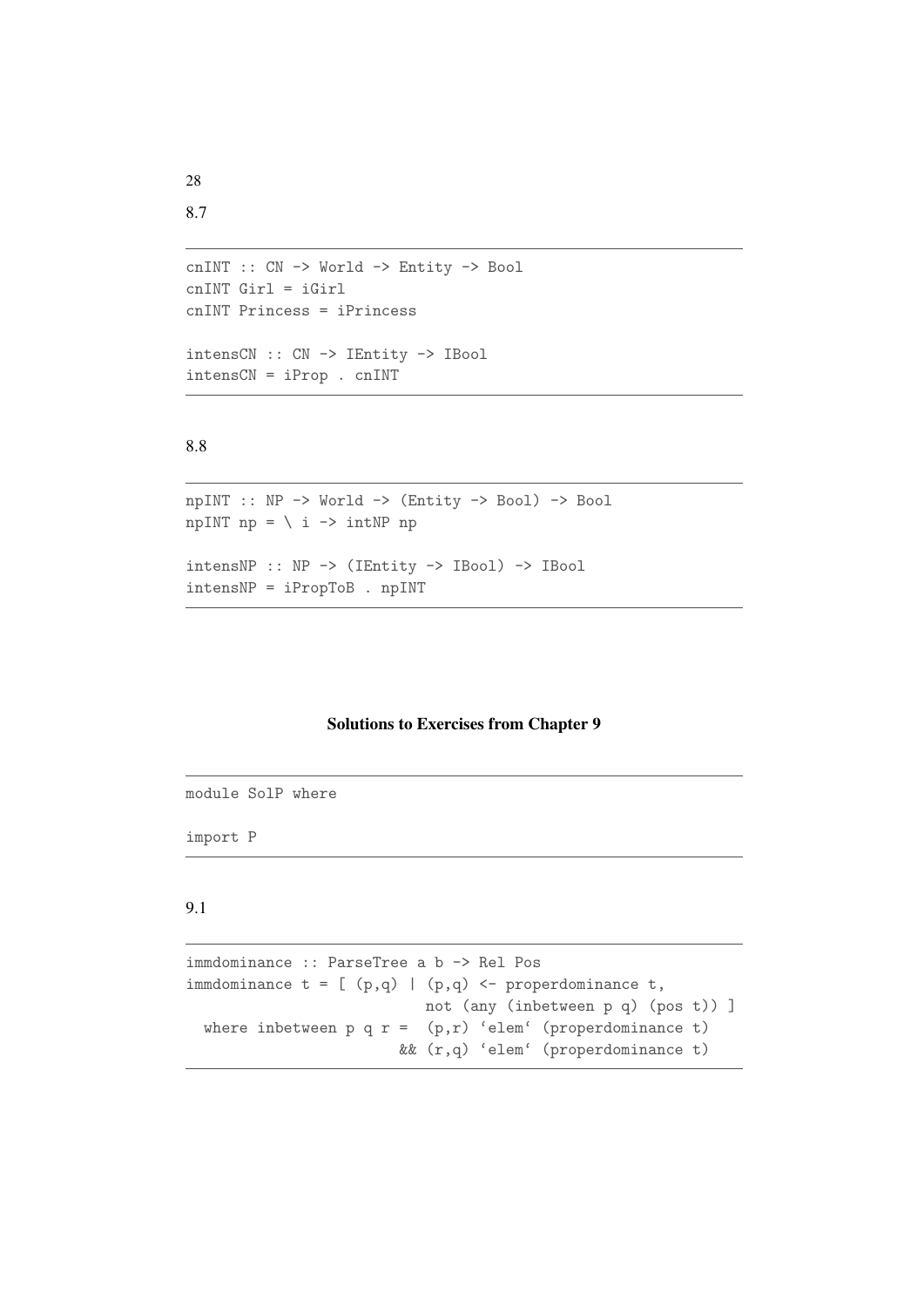8.7

```
cnINT :: CN -> World -> Entity -> Bool
cnINT Girl = iGirl
cnINT Princess = iPrincess

intensCN :: CN -> IEntity -> IBool
intensCN = iProp . cnINT
```

8.8

```
npINT :: NP -> World -> (Entity -> Bool) -> Bool
npINT np = \ i -> intNP np

intensNP :: NP -> (IEntity -> IBool) -> IBool
intensNP = iPropToB . npINT
```

## Solutions to Exercises from Chapter 9

```
module SolP where

import P
```

9.1

```
immdominance :: ParseTree a b -> Rel Pos
immdominance t = [ (p,q) | (p,q) <- properdominance t,
                           not (any (inbetween p q) (pos t)) ]
  where inbetween p q r =  (p,r) `elem` (properdominance t)
                        && (r,q) `elem` (properdominance t)
```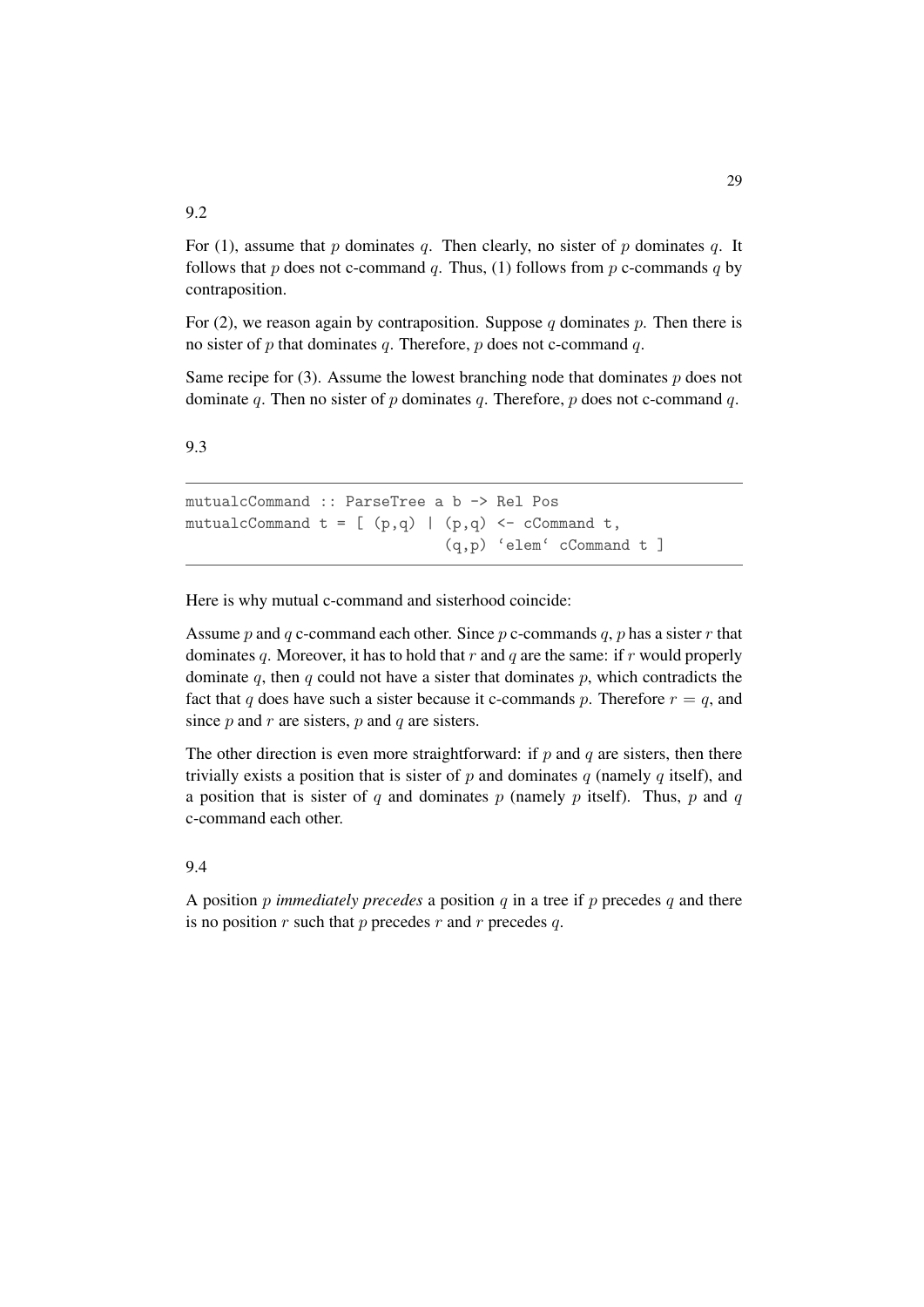9.2

For (1), assume that $p$ dominates $q$. Then clearly, no sister of $p$ dominates $q$. It follows that $p$ does not c-command $q$. Thus, (1) follows from $p$ c-commands $q$ by contraposition.

For (2), we reason again by contraposition. Suppose $q$ dominates $p$. Then there is no sister of $p$ that dominates $q$. Therefore, $p$ does not c-command $q$.

Same recipe for (3). Assume the lowest branching node that dominates $p$ does not dominate $q$. Then no sister of $p$ dominates $q$. Therefore, $p$ does not c-command $q$.

9.3

```
mutualcCommand :: ParseTree a b -> Rel Pos
mutualcCommand t = [ (p,q) | (p,q) <- cCommand t,
                             (q,p) `elem` cCommand t ]
```

Here is why mutual c-command and sisterhood coincide:

Assume $p$ and $q$ c-command each other. Since $p$ c-commands $q$, $p$ has a sister $r$ that dominates $q$. Moreover, it has to hold that $r$ and $q$ are the same: if $r$ would properly dominate $q$, then $q$ could not have a sister that dominates $p$, which contradicts the fact that $q$ does have such a sister because it c-commands $p$. Therefore $r = q$, and since $p$ and $r$ are sisters, $p$ and $q$ are sisters.

The other direction is even more straightforward: if $p$ and $q$ are sisters, then there trivially exists a position that is sister of $p$ and dominates $q$ (namely $q$ itself), and a position that is sister of $q$ and dominates $p$ (namely $p$ itself). Thus, $p$ and $q$ c-command each other.

9.4

A position $p$ *immediately precedes* a position $q$ in a tree if $p$ precedes $q$ and there is no position $r$ such that $p$ precedes $r$ and $r$ precedes $q$.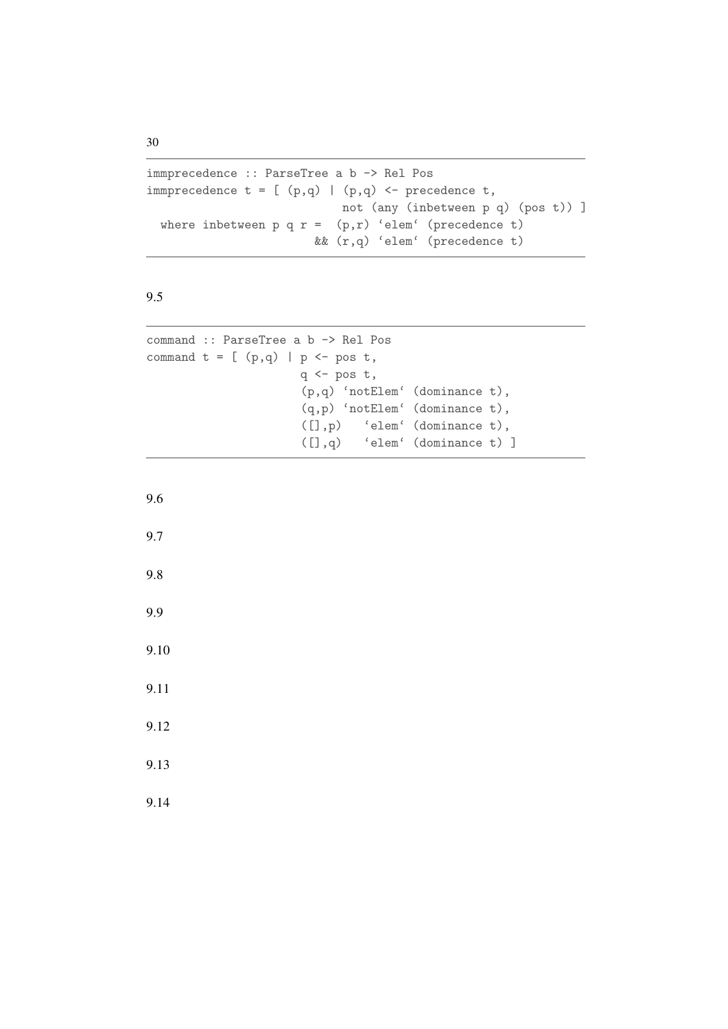```
immprecedence :: ParseTree a b -> Rel Pos
immprecedence t = [ (p,q) | (p,q) <- precedence t,
                            not (any (inbetween p q) (pos t)) ]
  where inbetween p q r =  (p,r) `elem` (precedence t)
                        && (r,q) `elem` (precedence t)
```

9.5

```
command :: ParseTree a b -> Rel Pos
command t = [ (p,q) | p <- pos t,
                      q <- pos t,
                      (p,q) `notElem` (dominance t),
                      (q,p) `notElem` (dominance t),
                      ([],p)   `elem` (dominance t),
                      ([],q)   `elem` (dominance t) ]
```

9.6

9.7

9.8

9.9

9.10

9.11

9.12

9.13

9.14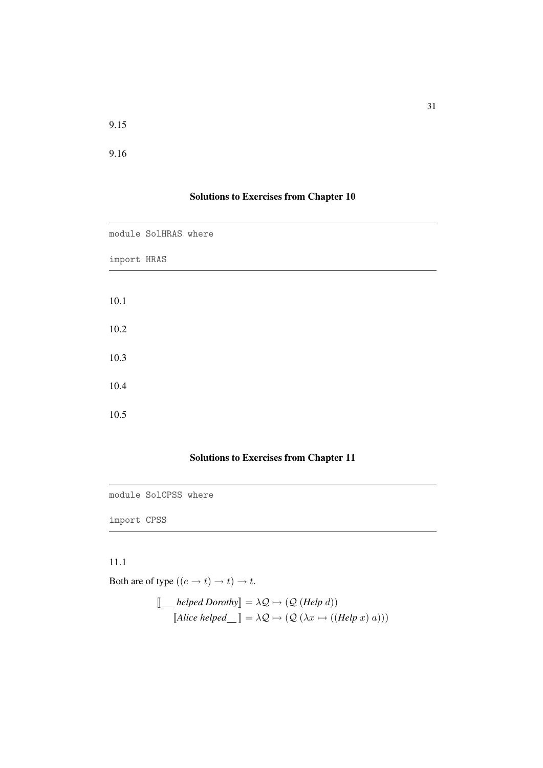9.15

9.16

## Solutions to Exercises from Chapter 10

```
module SolHRAS where

import HRAS
```

10.1

10.2

10.3

10.4

10.5

## Solutions to Exercises from Chapter 11

```
module SolCPSS where

import CPSS
```

11.1

Both are of type $((e \to t) \to t) \to t$.

$$
\begin{aligned}
[\![ \_\_ \textit{ helped Dorothy} ]\!] &= \lambda \mathcal{Q} \mapsto (\mathcal{Q}\ (\textbf{\textit{Help}}\ d)) \\
[\![ \textit{Alice helped} \_\_ ]\!] &= \lambda \mathcal{Q} \mapsto (\mathcal{Q}\ (\lambda x \mapsto ((\textbf{\textit{Help}}\ x)\ a)))
\end{aligned}
$$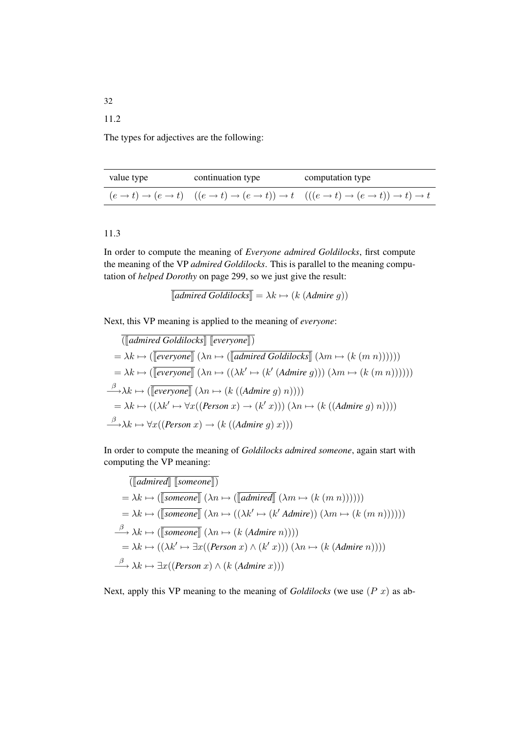11.2

The types for adjectives are the following:

| value type | continuation type | computation type |
|---|---|---|
| $(e \to t) \to (e \to t)$ | $((e \to t) \to (e \to t)) \to t$ | $(((e \to t) \to (e \to t)) \to t) \to t$ |

11.3

In order to compute the meaning of *Everyone admired Goldilocks*, first compute the meaning of the VP *admired Goldilocks*. This is parallel to the meaning computation of *helped Dorothy* on page 299, so we just give the result:

$$\overline{[\![\textit{admired Goldilocks}]\!]} = \lambda k \mapsto (k\ (\textit{Admire}\ g))$$

Next, this VP meaning is applied to the meaning of *everyone*:

$$
\begin{aligned}
&\overline{([\![\textit{admired Goldilocks}]\!]\ [\![\textit{everyone}]\!])}\\
&= \lambda k \mapsto (\overline{[\![\textit{everyone}]\!]}\ (\lambda n \mapsto (\overline{[\![\textit{admired Goldilocks}]\!]}\ (\lambda m \mapsto (k\ (m\ n))))))\\
&= \lambda k \mapsto (\overline{[\![\textit{everyone}]\!]}\ (\lambda n \mapsto ((\lambda k' \mapsto (k'\ (\textit{Admire}\ g)))\ (\lambda m \mapsto (k\ (m\ n))))))\\
&\xrightarrow{\beta} \lambda k \mapsto (\overline{[\![\textit{everyone}]\!]}\ (\lambda n \mapsto (k\ ((\textit{Admire}\ g)\ n))))\\
&= \lambda k \mapsto ((\lambda k' \mapsto \forall x((\textit{Person}\ x) \to (k'\ x)))\ (\lambda n \mapsto (k\ ((\textit{Admire}\ g)\ n))))\\
&\xrightarrow{\beta} \lambda k \mapsto \forall x((\textit{Person}\ x) \to (k\ ((\textit{Admire}\ g)\ x)))
\end{aligned}
$$

In order to compute the meaning of *Goldilocks admired someone*, again start with computing the VP meaning:

$$
\begin{aligned}
&\overline{([\![\textit{admired}]\!]\ [\![\textit{someone}]\!])}\\
&= \lambda k \mapsto (\overline{[\![\textit{someone}]\!]}\ (\lambda n \mapsto (\overline{[\![\textit{admired}]\!]}\ (\lambda m \mapsto (k\ (m\ n))))))\\
&= \lambda k \mapsto (\overline{[\![\textit{someone}]\!]}\ (\lambda n \mapsto ((\lambda k' \mapsto (k'\ \textit{Admire}))\ (\lambda m \mapsto (k\ (m\ n))))))\\
&\xrightarrow{\beta} \lambda k \mapsto (\overline{[\![\textit{someone}]\!]}\ (\lambda n \mapsto (k\ (\textit{Admire}\ n))))\\
&= \lambda k \mapsto ((\lambda k' \mapsto \exists x((\textit{Person}\ x) \wedge (k'\ x)))\ (\lambda n \mapsto (k\ (\textit{Admire}\ n))))\\
&\xrightarrow{\beta} \lambda k \mapsto \exists x((\textit{Person}\ x) \wedge (k\ (\textit{Admire}\ x)))
\end{aligned}
$$

Next, apply this VP meaning to the meaning of *Goldilocks* (we use $(P\ x)$ as ab-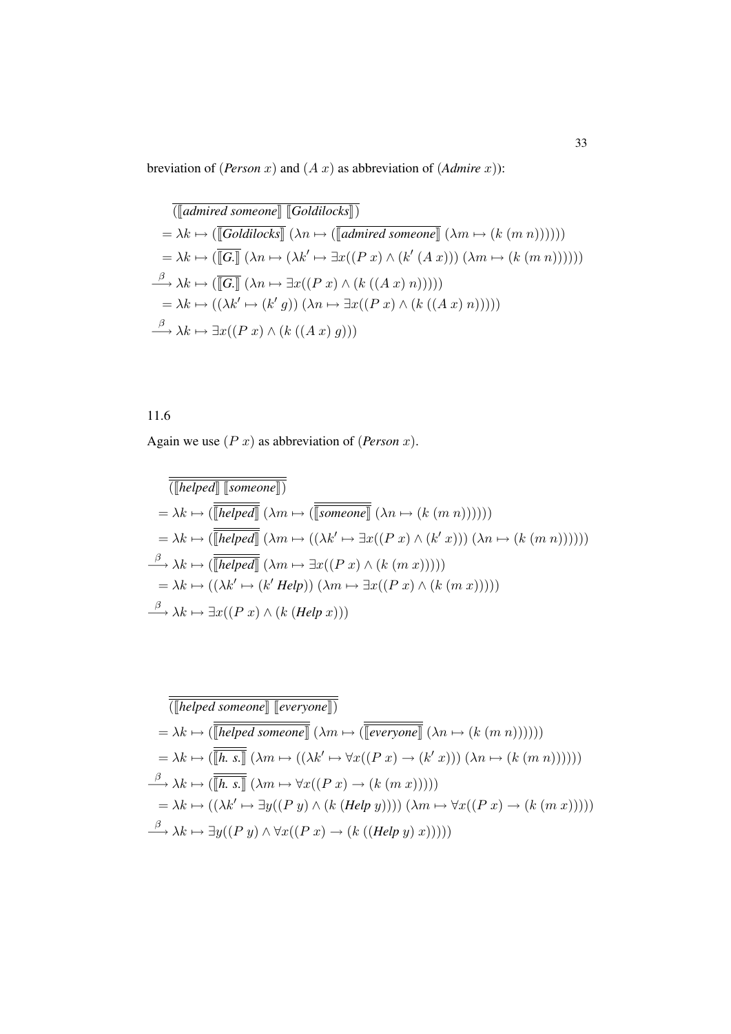breviation of (*Person* $x$) and $(A\ x)$ as abbreviation of (*Admire* $x$)):

$$
\begin{aligned}
&\overline{(\llbracket \textit{admired someone} \rrbracket\ \llbracket \textit{Goldilocks} \rrbracket)} \\
&= \lambda k \mapsto (\overline{\llbracket \textit{Goldilocks} \rrbracket}\ (\lambda n \mapsto (\overline{\llbracket \textit{admired someone} \rrbracket}\ (\lambda m \mapsto (k\ (m\ n)))))) \\
&= \lambda k \mapsto (\overline{\llbracket \textit{G.} \rrbracket}\ (\lambda n \mapsto (\lambda k' \mapsto \exists x((P\ x) \wedge (k'\ (A\ x)))\ (\lambda m \mapsto (k\ (m\ n)))))) \\
&\xrightarrow{\beta} \lambda k \mapsto (\overline{\llbracket \textit{G.} \rrbracket}\ (\lambda n \mapsto \exists x((P\ x) \wedge (k\ ((A\ x)\ n))))) \\
&= \lambda k \mapsto ((\lambda k' \mapsto (k'\ g))\ (\lambda n \mapsto \exists x((P\ x) \wedge (k\ ((A\ x)\ n))))) \\
&\xrightarrow{\beta} \lambda k \mapsto \exists x((P\ x) \wedge (k\ ((A\ x)\ g)))
\end{aligned}
$$

11.6

Again we use $(P\ x)$ as abbreviation of (*Person* $x$).

$$
\begin{aligned}
&\overline{\overline{(\llbracket \textit{helped} \rrbracket\ \llbracket \textit{someone} \rrbracket)}} \\
&= \lambda k \mapsto (\overline{\overline{\llbracket \textit{helped} \rrbracket}}\ (\lambda m \mapsto (\overline{\overline{\llbracket \textit{someone} \rrbracket}}\ (\lambda n \mapsto (k\ (m\ n)))))) \\
&= \lambda k \mapsto (\overline{\overline{\llbracket \textit{helped} \rrbracket}}\ (\lambda m \mapsto ((\lambda k' \mapsto \exists x((P\ x) \wedge (k'\ x)))\ (\lambda n \mapsto (k\ (m\ n)))))) \\
&\xrightarrow{\beta} \lambda k \mapsto (\overline{\overline{\llbracket \textit{helped} \rrbracket}}\ (\lambda m \mapsto \exists x((P\ x) \wedge (k\ (m\ x))))) \\
&= \lambda k \mapsto ((\lambda k' \mapsto (k'\ \textit{Help}))\ (\lambda m \mapsto \exists x((P\ x) \wedge (k\ (m\ x))))) \\
&\xrightarrow{\beta} \lambda k \mapsto \exists x((P\ x) \wedge (k\ (\textit{Help}\ x)))
\end{aligned}
$$

$$
\begin{aligned}
&\overline{\overline{(\llbracket \textit{helped someone} \rrbracket\ \llbracket \textit{everyone} \rrbracket)}} \\
&= \lambda k \mapsto (\overline{\overline{\llbracket \textit{helped someone} \rrbracket}}\ (\lambda m \mapsto (\overline{\overline{\llbracket \textit{everyone} \rrbracket}}\ (\lambda n \mapsto (k\ (m\ n)))))) \\
&= \lambda k \mapsto (\overline{\overline{\llbracket \textit{h. s.} \rrbracket}}\ (\lambda m \mapsto ((\lambda k' \mapsto \forall x((P\ x) \rightarrow (k'\ x)))\ (\lambda n \mapsto (k\ (m\ n)))))) \\
&\xrightarrow{\beta} \lambda k \mapsto (\overline{\overline{\llbracket \textit{h. s.} \rrbracket}}\ (\lambda m \mapsto \forall x((P\ x) \rightarrow (k\ (m\ x))))) \\
&= \lambda k \mapsto ((\lambda k' \mapsto \exists y((P\ y) \wedge (k\ (\textit{Help}\ y))))\ (\lambda m \mapsto \forall x((P\ x) \rightarrow (k\ (m\ x))))) \\
&\xrightarrow{\beta} \lambda k \mapsto \exists y((P\ y) \wedge \forall x((P\ x) \rightarrow (k\ ((\textit{Help}\ y)\ x))))
\end{aligned}
$$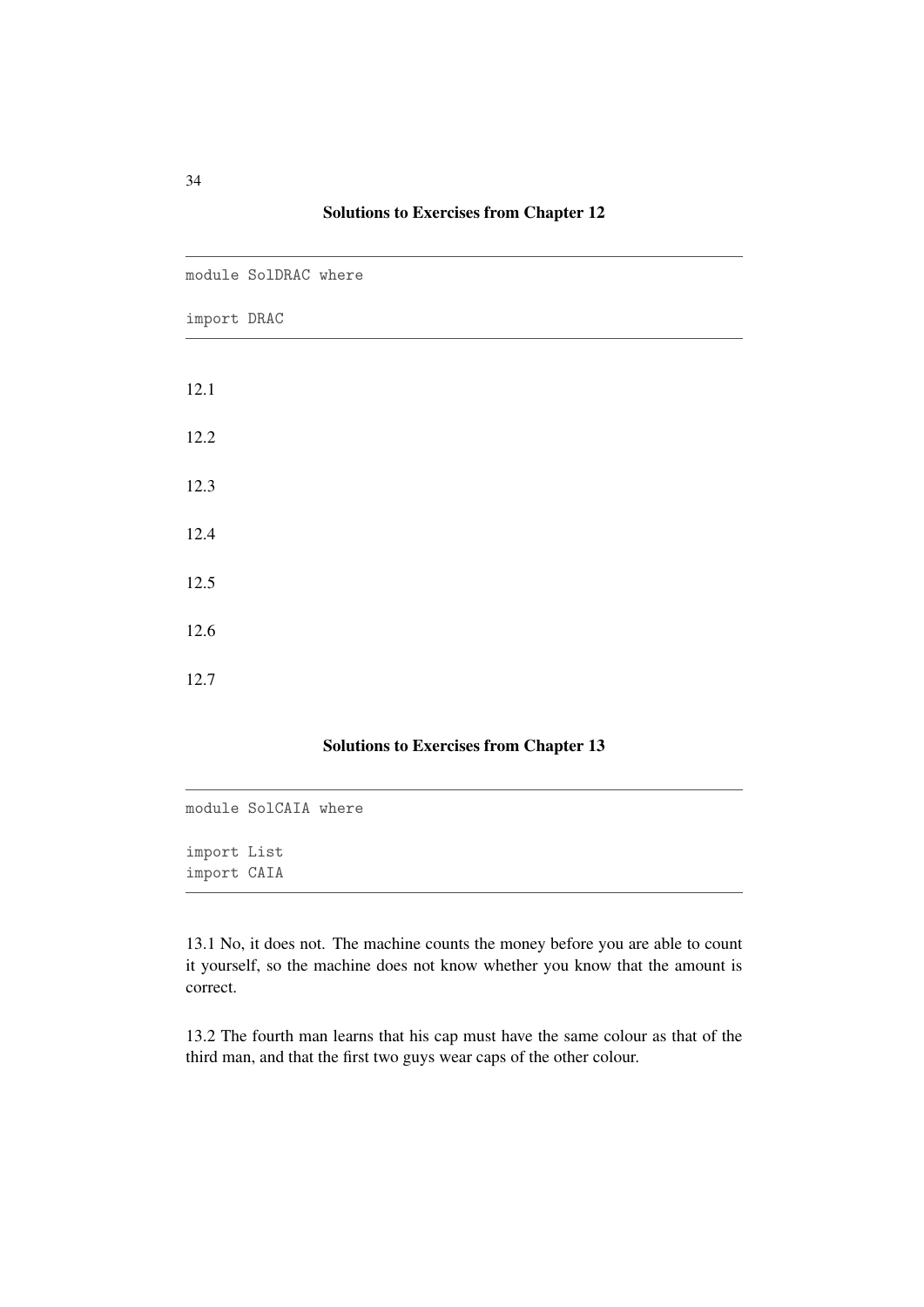## Solutions to Exercises from Chapter 12

```
module SolDRAC where

import DRAC
```

12.1

12.2

12.3

12.4

12.5

12.6

12.7

## Solutions to Exercises from Chapter 13

```
module SolCAIA where

import List
import CAIA
```

13.1 No, it does not. The machine counts the money before you are able to count it yourself, so the machine does not know whether you know that the amount is correct.

13.2 The fourth man learns that his cap must have the same colour as that of the third man, and that the first two guys wear caps of the other colour.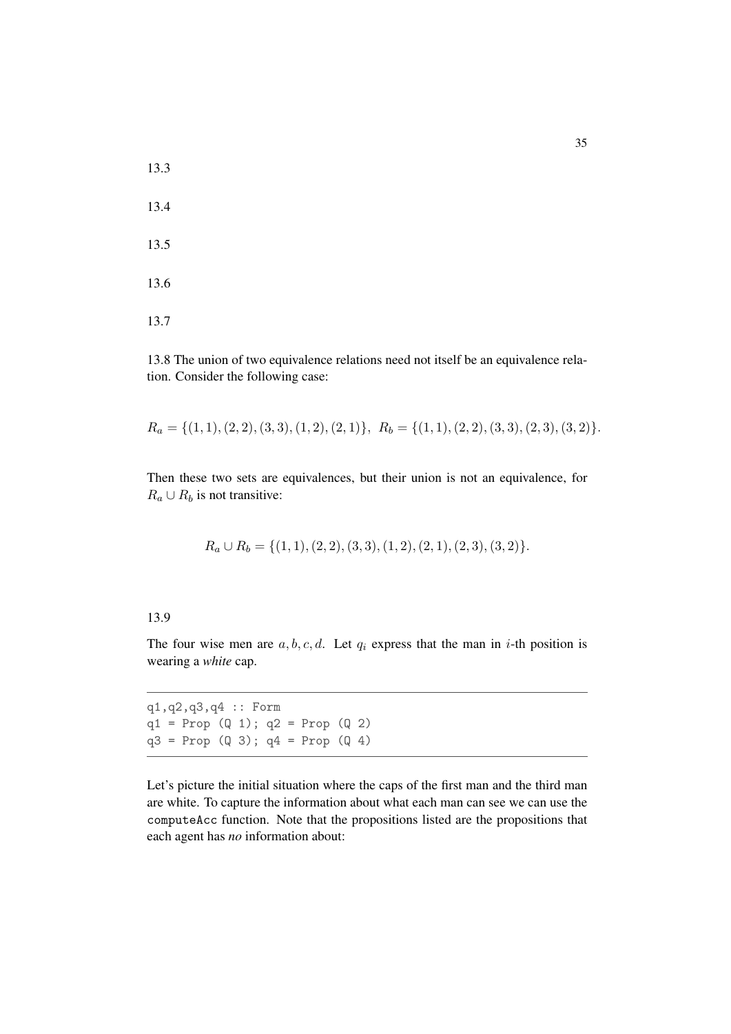13.3

13.4

13.5

13.6

13.7

13.8 The union of two equivalence relations need not itself be an equivalence relation. Consider the following case:

$$R_a = \{(1,1),(2,2),(3,3),(1,2),(2,1)\},\ \ R_b = \{(1,1),(2,2),(3,3),(2,3),(3,2)\}.$$

Then these two sets are equivalences, but their union is not an equivalence, for $R_a \cup R_b$ is not transitive:

$$R_a \cup R_b = \{(1,1),(2,2),(3,3),(1,2),(2,1),(2,3),(3,2)\}.$$

13.9

The four wise men are $a, b, c, d$. Let $q_i$ express that the man in $i$-th position is wearing a *white* cap.

```
q1,q2,q3,q4 :: Form
q1 = Prop (Q 1); q2 = Prop (Q 2)
q3 = Prop (Q 3); q4 = Prop (Q 4)
```

Let's picture the initial situation where the caps of the first man and the third man are white. To capture the information about what each man can see we can use the computeAcc function. Note that the propositions listed are the propositions that each agent has *no* information about: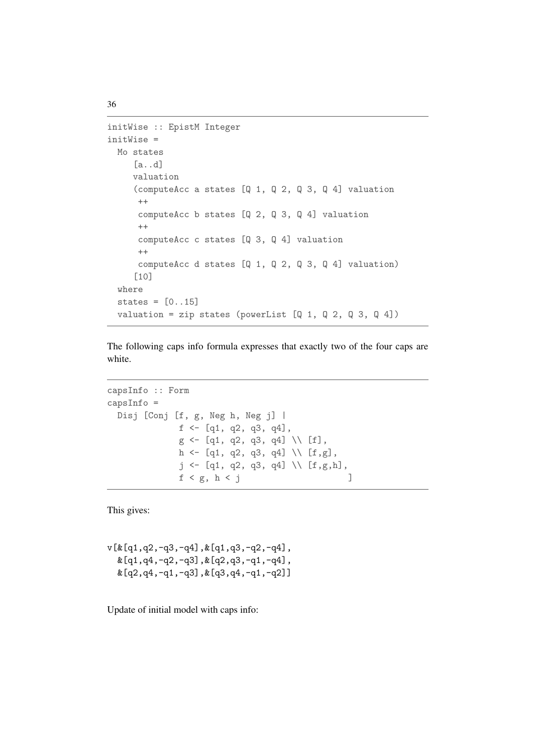```
initWise :: EpistM Integer
initWise =
  Mo states
     [a..d]
     valuation
     (computeAcc a states [Q 1, Q 2, Q 3, Q 4] valuation
      ++
      computeAcc b states [Q 2, Q 3, Q 4] valuation
      ++
      computeAcc c states [Q 3, Q 4] valuation
      ++
      computeAcc d states [Q 1, Q 2, Q 3, Q 4] valuation)
     [10]
  where
  states = [0..15]
  valuation = zip states (powerList [Q 1, Q 2, Q 3, Q 4])
```

The following caps info formula expresses that exactly two of the four caps are white.

```
capsInfo :: Form
capsInfo =
  Disj [Conj [f, g, Neg h, Neg j] |
              f <- [q1, q2, q3, q4],
              g <- [q1, q2, q3, q4] \\ [f],
              h <- [q1, q2, q3, q4] \\ [f,g],
              j <- [q1, q2, q3, q4] \\ [f,g,h],
              f < g, h < j                      ]
```

This gives:

```
v[&[q1,q2,-q3,-q4],&[q1,q3,-q2,-q4],
  &[q1,q4,-q2,-q3],&[q2,q3,-q1,-q4],
  &[q2,q4,-q1,-q3],&[q3,q4,-q1,-q2]]
```

Update of initial model with caps info: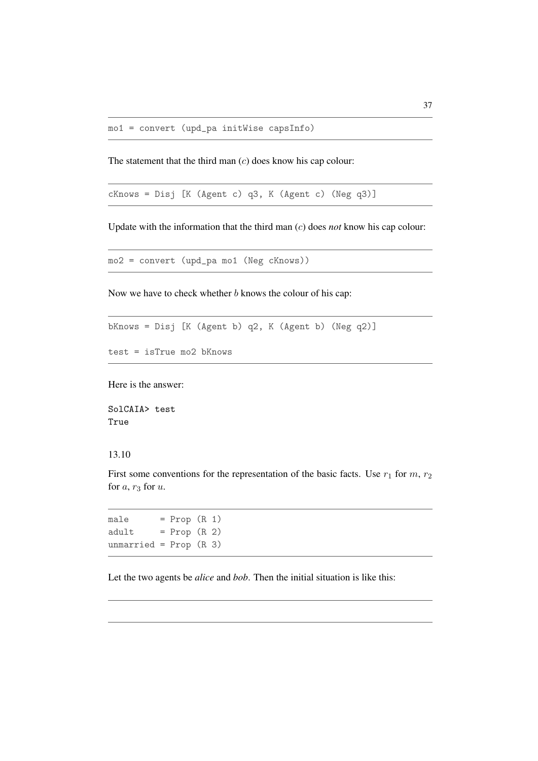```
mo1 = convert (upd_pa initWise capsInfo)
```

The statement that the third man ($c$) does know his cap colour:

```
cKnows = Disj [K (Agent c) q3, K (Agent c) (Neg q3)]
```

Update with the information that the third man ($c$) does *not* know his cap colour:

```
mo2 = convert (upd_pa mo1 (Neg cKnows))
```

Now we have to check whether $b$ knows the colour of his cap:

```
bKnows = Disj [K (Agent b) q2, K (Agent b) (Neg q2)]

test = isTrue mo2 bKnows
```

Here is the answer:

```
SolCAIA> test
True
```

13.10

First some conventions for the representation of the basic facts. Use $r_1$ for $m$, $r_2$ for $a$, $r_3$ for $u$.

```
male      = Prop (R 1)
adult     = Prop (R 2)
unmarried = Prop (R 3)
```

Let the two agents be *alice* and *bob*. Then the initial situation is like this: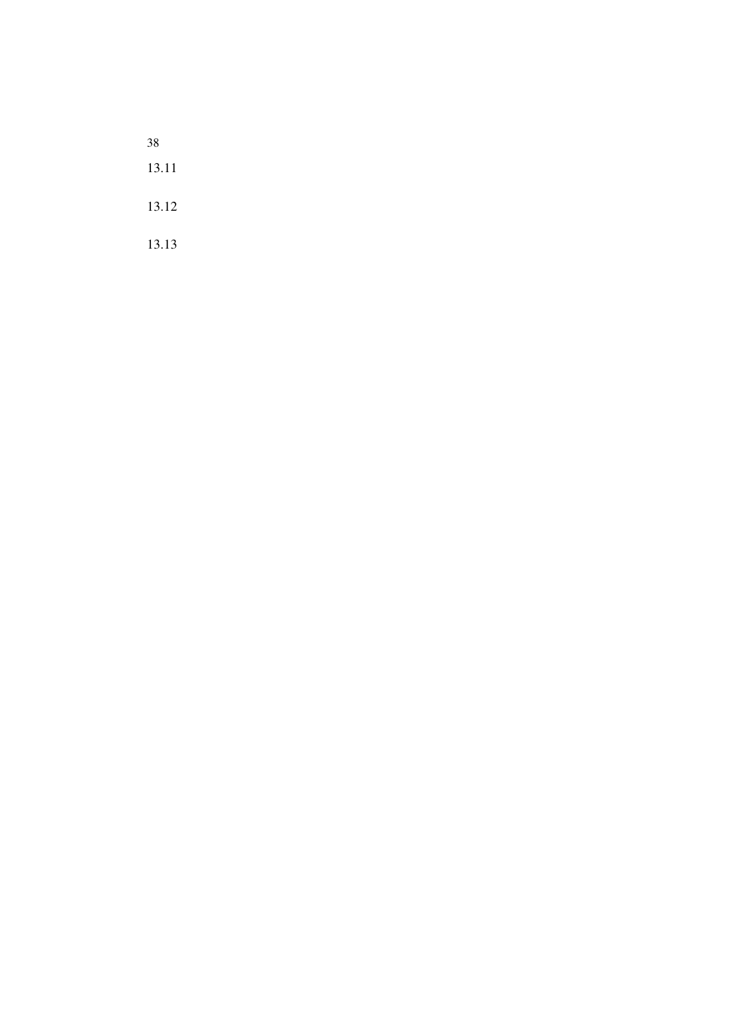13.11

13.12

13.13